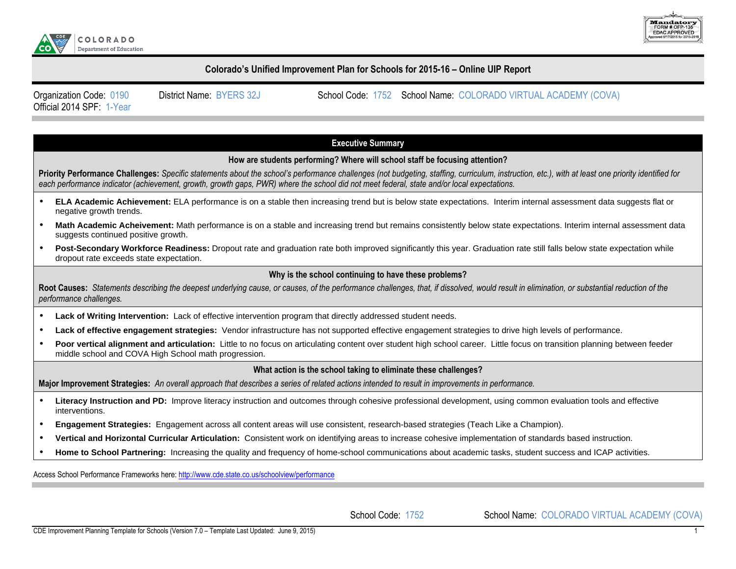# Colorado's Unified Improvement Plan for Schools for 2015-16 – Online UIP Report

Organization Code: 0190 District Name: BYERS 32J School Code: 1752 School Name: COLORADO VIRTUAL ACADEMY (COVA)
Official 2014 SPF: 1-Year

## Executive Summary

### How are students performing? Where will school staff be focusing attention?

**Priority Performance Challenges:** *Specific statements about the school's performance challenges (not budgeting, staffing, curriculum, instruction, etc.), with at least one priority identified for each performance indicator (achievement, growth, growth gaps, PWR) where the school did not meet federal, state and/or local expectations.*

- **ELA Academic Achievement:** ELA performance is on a stable then increasing trend but is below state expectations. Interim internal assessment data suggests flat or negative growth trends.
- **Math Academic Acheivement:** Math performance is on a stable and increasing trend but remains consistently below state expectations. Interim internal assessment data suggests continued positive growth.
- **Post-Secondary Workforce Readiness:** Dropout rate and graduation rate both improved significantly this year. Graduation rate still falls below state expectation while dropout rate exceeds state expectation.

### Why is the school continuing to have these problems?

**Root Causes:** *Statements describing the deepest underlying cause, or causes, of the performance challenges, that, if dissolved, would result in elimination, or substantial reduction of the performance challenges.*

- **Lack of Writing Intervention:** Lack of effective intervention program that directly addressed student needs.
- **Lack of effective engagement strategies:** Vendor infrastructure has not supported effective engagement strategies to drive high levels of performance.
- **Poor vertical alignment and articulation:** Little to no focus on articulating content over student high school career. Little focus on transition planning between feeder middle school and COVA High School math progression.

### What action is the school taking to eliminate these challenges?

**Major Improvement Strategies:** *An overall approach that describes a series of related actions intended to result in improvements in performance.*

- **Literacy Instruction and PD:** Improve literacy instruction and outcomes through cohesive professional development, using common evaluation tools and effective interventions.
- **Engagement Strategies:** Engagement across all content areas will use consistent, research-based strategies (Teach Like a Champion).
- **Vertical and Horizontal Curricular Articulation:** Consistent work on identifying areas to increase cohesive implementation of standards based instruction.
- **Home to School Partnering:** Increasing the quality and frequency of home-school communications about academic tasks, student success and ICAP activities.

Access School Performance Frameworks here: http://www.cde.state.co.us/schoolview/performance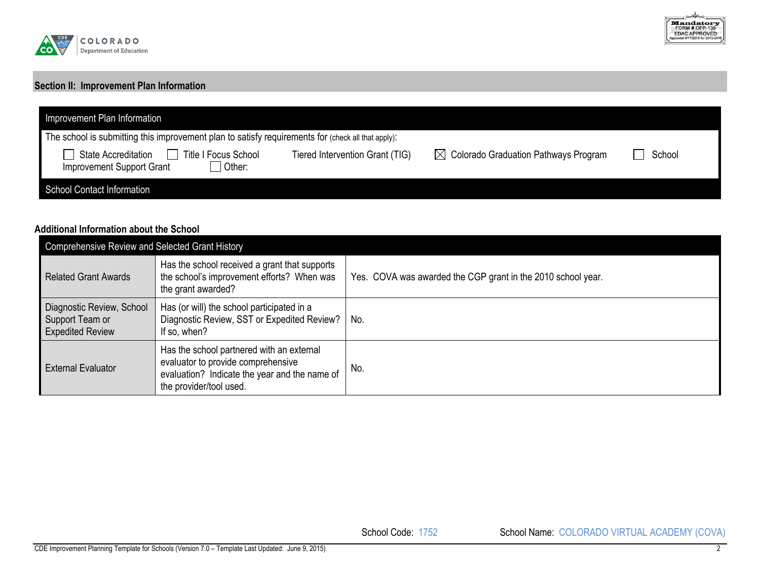## Section II: Improvement Plan Information

| Improvement Plan Information |
|---|
| The school is submitting this improvement plan to satisfy requirements for (check all that apply): |
| ☐ State Accreditation ☐ Title I Focus School Tiered Intervention Grant (TIG) ☒ Colorado Graduation Pathways Program ☐ School Improvement Support Grant ☐ Other: |
| School Contact Information |

### Additional Information about the School

| Comprehensive Review and Selected Grant History | | |
|---|---|---|
| Related Grant Awards | Has the school received a grant that supports the school's improvement efforts? When was the grant awarded? | Yes. COVA was awarded the CGP grant in the 2010 school year. |
| Diagnostic Review, School Support Team or Expedited Review | Has (or will) the school participated in a Diagnostic Review, SST or Expedited Review? If so, when? | No. |
| External Evaluator | Has the school partnered with an external evaluator to provide comprehensive evaluation? Indicate the year and the name of the provider/tool used. | No. |

School Code: 1752 School Name: COLORADO VIRTUAL ACADEMY (COVA)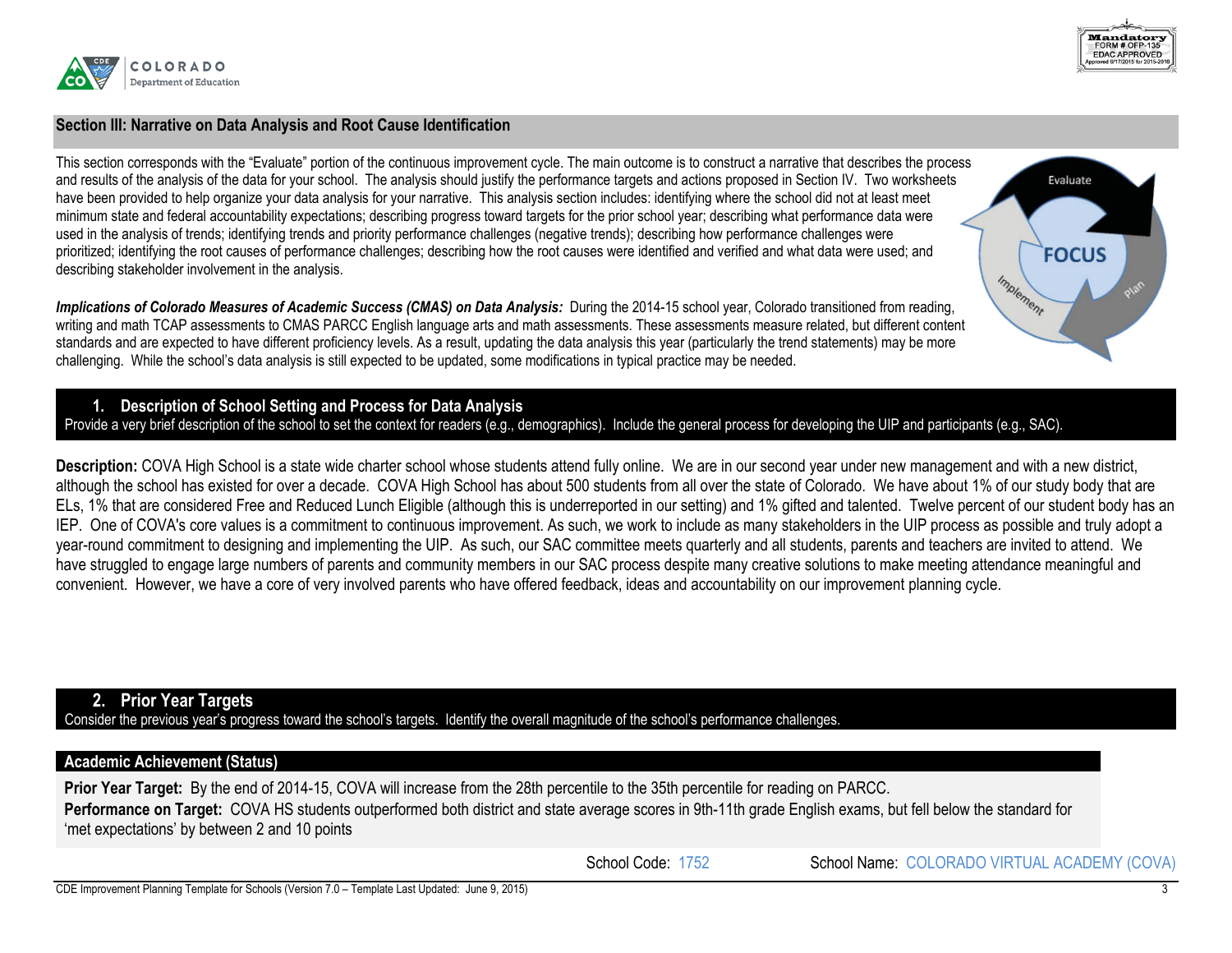## Section III: Narrative on Data Analysis and Root Cause Identification

This section corresponds with the "Evaluate" portion of the continuous improvement cycle. The main outcome is to construct a narrative that describes the process and results of the analysis of the data for your school. The analysis should justify the performance targets and actions proposed in Section IV. Two worksheets have been provided to help organize your data analysis for your narrative. This analysis section includes: identifying where the school did not at least meet minimum state and federal accountability expectations; describing progress toward targets for the prior school year; describing what performance data were used in the analysis of trends; identifying trends and priority performance challenges (negative trends); describing how performance challenges were prioritized; identifying the root causes of performance challenges; describing how the root causes were identified and verified and what data were used; and describing stakeholder involvement in the analysis.

***Implications of Colorado Measures of Academic Success (CMAS) on Data Analysis:*** During the 2014-15 school year, Colorado transitioned from reading, writing and math TCAP assessments to CMAS PARCC English language arts and math assessments. These assessments measure related, but different content standards and are expected to have different proficiency levels. As a result, updating the data analysis this year (particularly the trend statements) may be more challenging. While the school's data analysis is still expected to be updated, some modifications in typical practice may be needed.

### 1. Description of School Setting and Process for Data Analysis

Provide a very brief description of the school to set the context for readers (e.g., demographics). Include the general process for developing the UIP and participants (e.g., SAC).

**Description:** COVA High School is a state wide charter school whose students attend fully online. We are in our second year under new management and with a new district, although the school has existed for over a decade. COVA High School has about 500 students from all over the state of Colorado. We have about 1% of our study body that are ELs, 1% that are considered Free and Reduced Lunch Eligible (although this is underreported in our setting) and 1% gifted and talented. Twelve percent of our student body has an IEP. One of COVA's core values is a commitment to continuous improvement. As such, we work to include as many stakeholders in the UIP process as possible and truly adopt a year-round commitment to designing and implementing the UIP. As such, our SAC committee meets quarterly and all students, parents and teachers are invited to attend. We have struggled to engage large numbers of parents and community members in our SAC process despite many creative solutions to make meeting attendance meaningful and convenient. However, we have a core of very involved parents who have offered feedback, ideas and accountability on our improvement planning cycle.

### 2. Prior Year Targets

Consider the previous year's progress toward the school's targets. Identify the overall magnitude of the school's performance challenges.

#### Academic Achievement (Status)

**Prior Year Target:** By the end of 2014-15, COVA will increase from the 28th percentile to the 35th percentile for reading on PARCC.

**Performance on Target:** COVA HS students outperformed both district and state average scores in 9th-11th grade English exams, but fell below the standard for 'met expectations' by between 2 and 10 points

School Code: 1752 School Name: COLORADO VIRTUAL ACADEMY (COVA)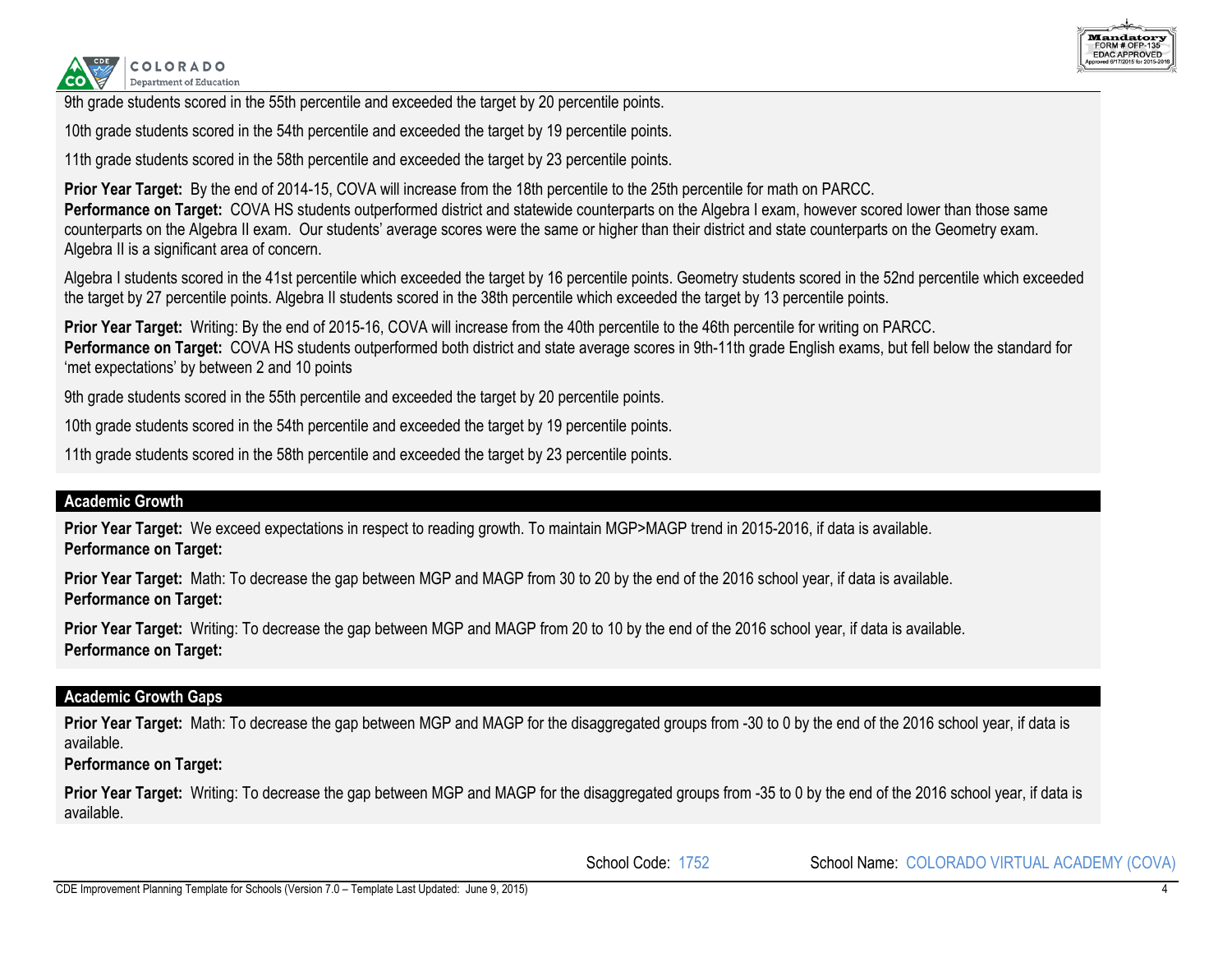9th grade students scored in the 55th percentile and exceeded the target by 20 percentile points.

10th grade students scored in the 54th percentile and exceeded the target by 19 percentile points.

11th grade students scored in the 58th percentile and exceeded the target by 23 percentile points.

**Prior Year Target:** By the end of 2014-15, COVA will increase from the 18th percentile to the 25th percentile for math on PARCC.
**Performance on Target:** COVA HS students outperformed district and statewide counterparts on the Algebra I exam, however scored lower than those same counterparts on the Algebra II exam. Our students' average scores were the same or higher than their district and state counterparts on the Geometry exam. Algebra II is a significant area of concern.

Algebra I students scored in the 41st percentile which exceeded the target by 16 percentile points. Geometry students scored in the 52nd percentile which exceeded the target by 27 percentile points. Algebra II students scored in the 38th percentile which exceeded the target by 13 percentile points.

**Prior Year Target:** Writing: By the end of 2015-16, COVA will increase from the 40th percentile to the 46th percentile for writing on PARCC.
**Performance on Target:** COVA HS students outperformed both district and state average scores in 9th-11th grade English exams, but fell below the standard for 'met expectations' by between 2 and 10 points

9th grade students scored in the 55th percentile and exceeded the target by 20 percentile points.

10th grade students scored in the 54th percentile and exceeded the target by 19 percentile points.

11th grade students scored in the 58th percentile and exceeded the target by 23 percentile points.

## Academic Growth

**Prior Year Target:** We exceed expectations in respect to reading growth. To maintain MGP>MAGP trend in 2015-2016, if data is available.
**Performance on Target:**

**Prior Year Target:** Math: To decrease the gap between MGP and MAGP from 30 to 20 by the end of the 2016 school year, if data is available.
**Performance on Target:**

**Prior Year Target:** Writing: To decrease the gap between MGP and MAGP from 20 to 10 by the end of the 2016 school year, if data is available.
**Performance on Target:**

## Academic Growth Gaps

**Prior Year Target:** Math: To decrease the gap between MGP and MAGP for the disaggregated groups from -30 to 0 by the end of the 2016 school year, if data is available.
**Performance on Target:**

**Prior Year Target:** Writing: To decrease the gap between MGP and MAGP for the disaggregated groups from -35 to 0 by the end of the 2016 school year, if data is available.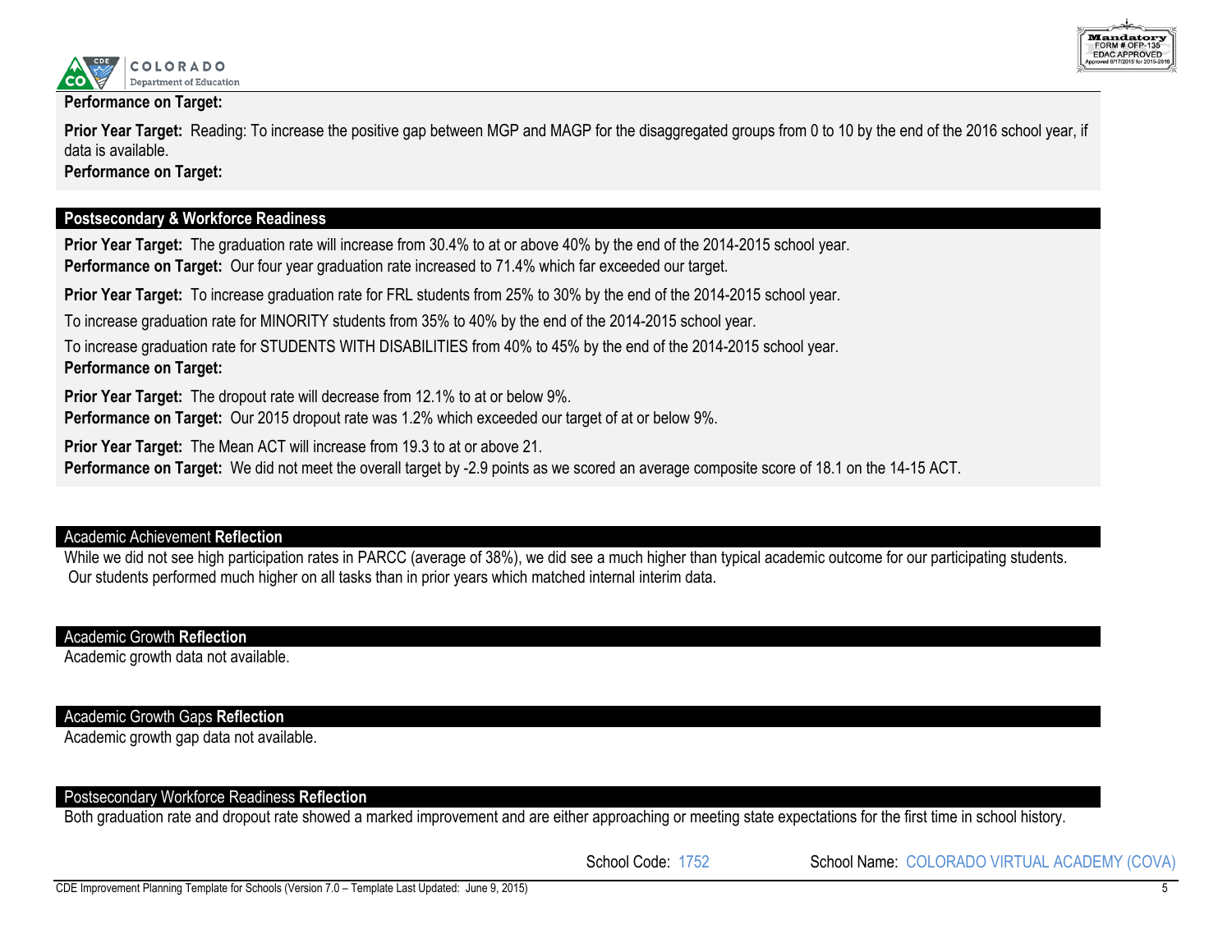**Performance on Target:**

**Prior Year Target:** Reading: To increase the positive gap between MGP and MAGP for the disaggregated groups from 0 to 10 by the end of the 2016 school year, if data is available.
**Performance on Target:**

## Postsecondary & Workforce Readiness

**Prior Year Target:** The graduation rate will increase from 30.4% to at or above 40% by the end of the 2014-2015 school year.
**Performance on Target:** Our four year graduation rate increased to 71.4% which far exceeded our target.

**Prior Year Target:** To increase graduation rate for FRL students from 25% to 30% by the end of the 2014-2015 school year.

To increase graduation rate for MINORITY students from 35% to 40% by the end of the 2014-2015 school year.

To increase graduation rate for STUDENTS WITH DISABILITIES from 40% to 45% by the end of the 2014-2015 school year.
**Performance on Target:**

**Prior Year Target:** The dropout rate will decrease from 12.1% to at or below 9%.
**Performance on Target:** Our 2015 dropout rate was 1.2% which exceeded our target of at or below 9%.

**Prior Year Target:** The Mean ACT will increase from 19.3 to at or above 21.
**Performance on Target:** We did not meet the overall target by -2.9 points as we scored an average composite score of 18.1 on the 14-15 ACT.

## Academic Achievement **Reflection**

While we did not see high participation rates in PARCC (average of 38%), we did see a much higher than typical academic outcome for our participating students. Our students performed much higher on all tasks than in prior years which matched internal interim data.

## Academic Growth **Reflection**

Academic growth data not available.

## Academic Growth Gaps **Reflection**

Academic growth gap data not available.

## Postsecondary Workforce Readiness **Reflection**

Both graduation rate and dropout rate showed a marked improvement and are either approaching or meeting state expectations for the first time in school history.

School Code: 1752 School Name: COLORADO VIRTUAL ACADEMY (COVA)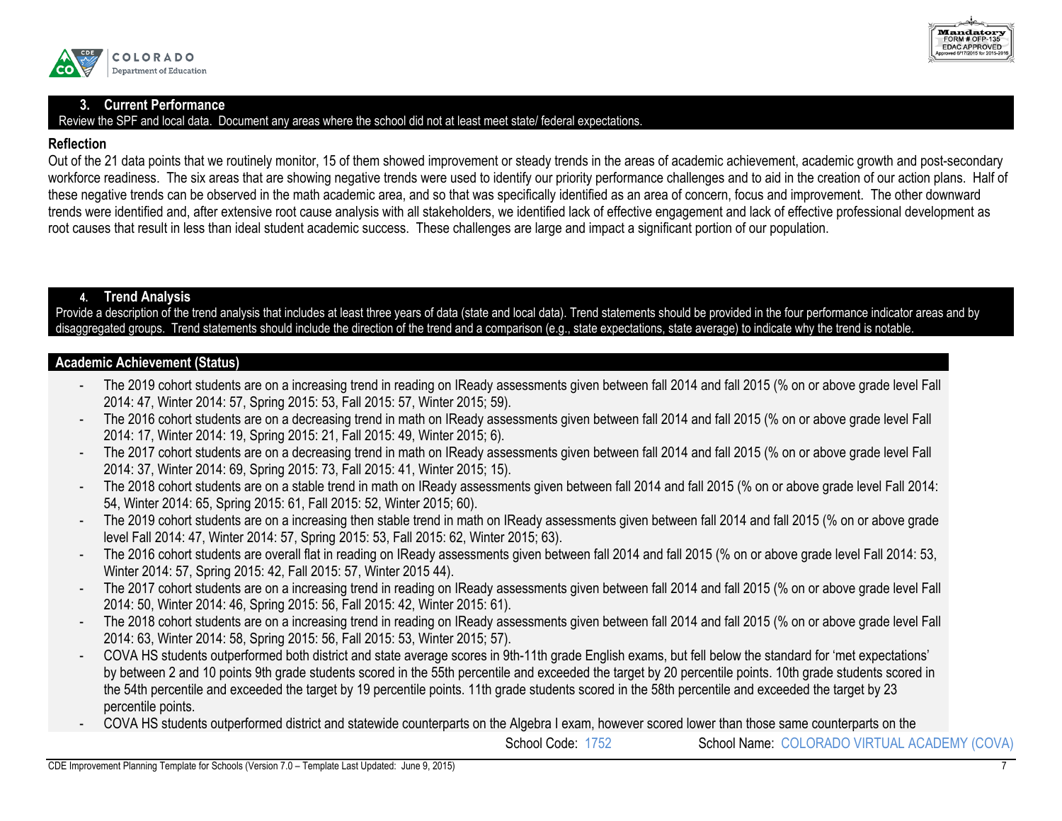## 3. Current Performance

Review the SPF and local data. Document any areas where the school did not at least meet state/ federal expectations.

### Reflection

Out of the 21 data points that we routinely monitor, 15 of them showed improvement or steady trends in the areas of academic achievement, academic growth and post-secondary workforce readiness. The six areas that are showing negative trends were used to identify our priority performance challenges and to aid in the creation of our action plans. Half of these negative trends can be observed in the math academic area, and so that was specifically identified as an area of concern, focus and improvement. The other downward trends were identified and, after extensive root cause analysis with all stakeholders, we identified lack of effective engagement and lack of effective professional development as root causes that result in less than ideal student academic success. These challenges are large and impact a significant portion of our population.

## 4. Trend Analysis

Provide a description of the trend analysis that includes at least three years of data (state and local data). Trend statements should be provided in the four performance indicator areas and by disaggregated groups. Trend statements should include the direction of the trend and a comparison (e.g., state expectations, state average) to indicate why the trend is notable.

### Academic Achievement (Status)

- The 2019 cohort students are on a increasing trend in reading on IReady assessments given between fall 2014 and fall 2015 (% on or above grade level Fall 2014: 47, Winter 2014: 57, Spring 2015: 53, Fall 2015: 57, Winter 2015; 59).
- The 2016 cohort students are on a decreasing trend in math on IReady assessments given between fall 2014 and fall 2015 (% on or above grade level Fall 2014: 17, Winter 2014: 19, Spring 2015: 21, Fall 2015: 49, Winter 2015; 6).
- The 2017 cohort students are on a decreasing trend in math on IReady assessments given between fall 2014 and fall 2015 (% on or above grade level Fall 2014: 37, Winter 2014: 69, Spring 2015: 73, Fall 2015: 41, Winter 2015; 15).
- The 2018 cohort students are on a stable trend in math on IReady assessments given between fall 2014 and fall 2015 (% on or above grade level Fall 2014: 54, Winter 2014: 65, Spring 2015: 61, Fall 2015: 52, Winter 2015; 60).
- The 2019 cohort students are on a increasing then stable trend in math on IReady assessments given between fall 2014 and fall 2015 (% on or above grade level Fall 2014: 47, Winter 2014: 57, Spring 2015: 53, Fall 2015: 62, Winter 2015; 63).
- The 2016 cohort students are overall flat in reading on IReady assessments given between fall 2014 and fall 2015 (% on or above grade level Fall 2014: 53, Winter 2014: 57, Spring 2015: 42, Fall 2015: 57, Winter 2015 44).
- The 2017 cohort students are on a increasing trend in reading on IReady assessments given between fall 2014 and fall 2015 (% on or above grade level Fall 2014: 50, Winter 2014: 46, Spring 2015: 56, Fall 2015: 42, Winter 2015: 61).
- The 2018 cohort students are on a increasing trend in reading on IReady assessments given between fall 2014 and fall 2015 (% on or above grade level Fall 2014: 63, Winter 2014: 58, Spring 2015: 56, Fall 2015: 53, Winter 2015; 57).
- COVA HS students outperformed both district and state average scores in 9th-11th grade English exams, but fell below the standard for 'met expectations' by between 2 and 10 points 9th grade students scored in the 55th percentile and exceeded the target by 20 percentile points. 10th grade students scored in the 54th percentile and exceeded the target by 19 percentile points. 11th grade students scored in the 58th percentile and exceeded the target by 23 percentile points.
- COVA HS students outperformed district and statewide counterparts on the Algebra I exam, however scored lower than those same counterparts on the

School Code: 1752 School Name: COLORADO VIRTUAL ACADEMY (COVA)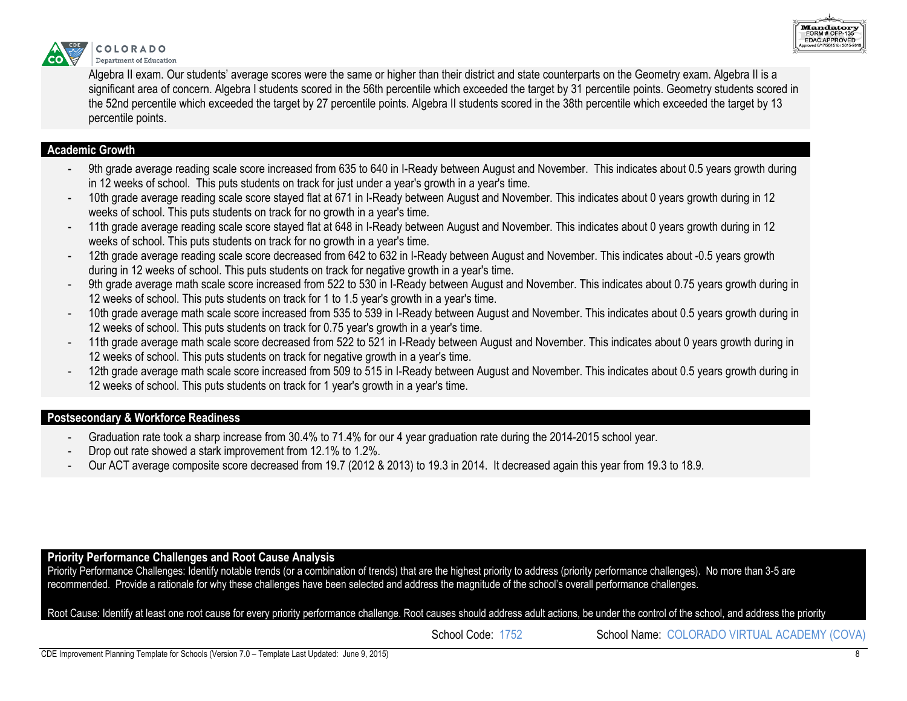Algebra II exam. Our students' average scores were the same or higher than their district and state counterparts on the Geometry exam. Algebra II is a significant area of concern. Algebra I students scored in the 56th percentile which exceeded the target by 31 percentile points. Geometry students scored in the 52nd percentile which exceeded the target by 27 percentile points. Algebra II students scored in the 38th percentile which exceeded the target by 13 percentile points.

## Academic Growth

- 9th grade average reading scale score increased from 635 to 640 in I-Ready between August and November. This indicates about 0.5 years growth during in 12 weeks of school. This puts students on track for just under a year's growth in a year's time.
- 10th grade average reading scale score stayed flat at 671 in I-Ready between August and November. This indicates about 0 years growth during in 12 weeks of school. This puts students on track for no growth in a year's time.
- 11th grade average reading scale score stayed flat at 648 in I-Ready between August and November. This indicates about 0 years growth during in 12 weeks of school. This puts students on track for no growth in a year's time.
- 12th grade average reading scale score decreased from 642 to 632 in I-Ready between August and November. This indicates about -0.5 years growth during in 12 weeks of school. This puts students on track for negative growth in a year's time.
- 9th grade average math scale score increased from 522 to 530 in I-Ready between August and November. This indicates about 0.75 years growth during in 12 weeks of school. This puts students on track for 1 to 1.5 year's growth in a year's time.
- 10th grade average math scale score increased from 535 to 539 in I-Ready between August and November. This indicates about 0.5 years growth during in 12 weeks of school. This puts students on track for 0.75 year's growth in a year's time.
- 11th grade average math scale score decreased from 522 to 521 in I-Ready between August and November. This indicates about 0 years growth during in 12 weeks of school. This puts students on track for negative growth in a year's time.
- 12th grade average math scale score increased from 509 to 515 in I-Ready between August and November. This indicates about 0.5 years growth during in 12 weeks of school. This puts students on track for 1 year's growth in a year's time.

## Postsecondary & Workforce Readiness

- Graduation rate took a sharp increase from 30.4% to 71.4% for our 4 year graduation rate during the 2014-2015 school year.
- Drop out rate showed a stark improvement from 12.1% to 1.2%.
- Our ACT average composite score decreased from 19.7 (2012 & 2013) to 19.3 in 2014. It decreased again this year from 19.3 to 18.9.

## Priority Performance Challenges and Root Cause Analysis

Priority Performance Challenges: Identify notable trends (or a combination of trends) that are the highest priority to address (priority performance challenges). No more than 3-5 are recommended. Provide a rationale for why these challenges have been selected and address the magnitude of the school's overall performance challenges.

Root Cause: Identify at least one root cause for every priority performance challenge. Root causes should address adult actions, be under the control of the school, and address the priority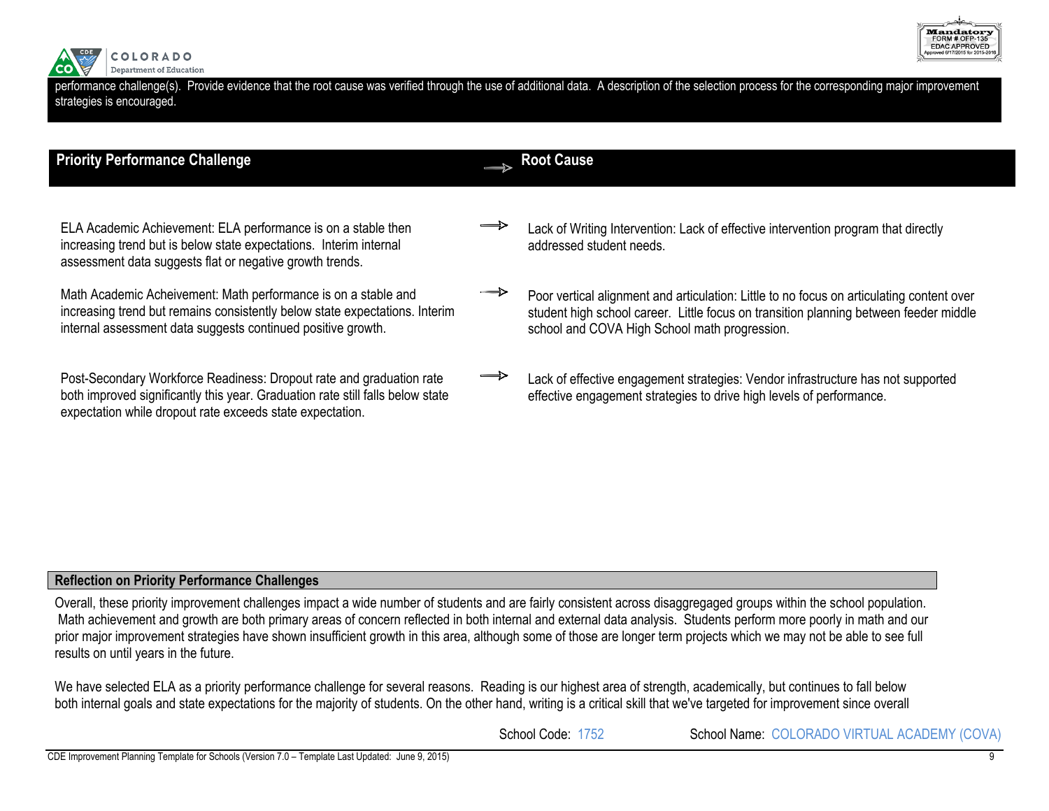performance challenge(s). Provide evidence that the root cause was verified through the use of additional data. A description of the selection process for the corresponding major improvement strategies is encouraged.

| Priority Performance Challenge | → | Root Cause |
| --- | --- | --- |
| ELA Academic Achievement: ELA performance is on a stable then increasing trend but is below state expectations. Interim internal assessment data suggests flat or negative growth trends. | → | Lack of Writing Intervention: Lack of effective intervention program that directly addressed student needs. |
| Math Academic Acheivement: Math performance is on a stable and increasing trend but remains consistently below state expectations. Interim internal assessment data suggests continued positive growth. | → | Poor vertical alignment and articulation: Little to no focus on articulating content over student high school career. Little focus on transition planning between feeder middle school and COVA High School math progression. |
| Post-Secondary Workforce Readiness: Dropout rate and graduation rate both improved significantly this year. Graduation rate still falls below state expectation while dropout rate exceeds state expectation. | → | Lack of effective engagement strategies: Vendor infrastructure has not supported effective engagement strategies to drive high levels of performance. |

**Reflection on Priority Performance Challenges**

Overall, these priority improvement challenges impact a wide number of students and are fairly consistent across disaggregated groups within the school population. Math achievement and growth are both primary areas of concern reflected in both internal and external data analysis. Students perform more poorly in math and our prior major improvement strategies have shown insufficient growth in this area, although some of those are longer term projects which we may not be able to see full results on until years in the future.

We have selected ELA as a priority performance challenge for several reasons. Reading is our highest area of strength, academically, but continues to fall below both internal goals and state expectations for the majority of students. On the other hand, writing is a critical skill that we've targeted for improvement since overall

School Code: 1752 School Name: COLORADO VIRTUAL ACADEMY (COVA)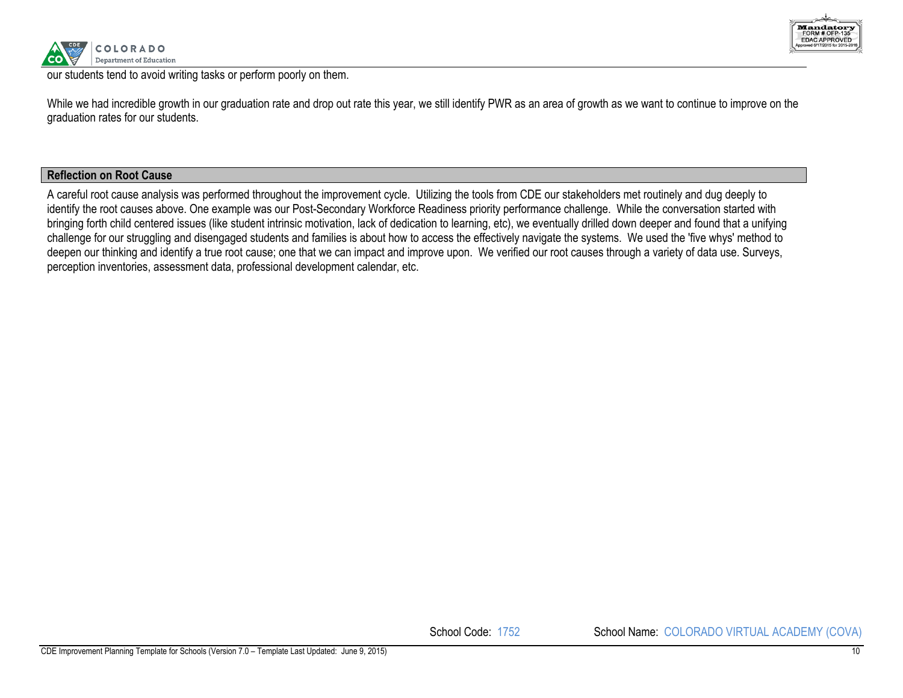our students tend to avoid writing tasks or perform poorly on them.

While we had incredible growth in our graduation rate and drop out rate this year, we still identify PWR as an area of growth as we want to continue to improve on the graduation rates for our students.

## Reflection on Root Cause

A careful root cause analysis was performed throughout the improvement cycle. Utilizing the tools from CDE our stakeholders met routinely and dug deeply to identify the root causes above. One example was our Post-Secondary Workforce Readiness priority performance challenge. While the conversation started with bringing forth child centered issues (like student intrinsic motivation, lack of dedication to learning, etc), we eventually drilled down deeper and found that a unifying challenge for our struggling and disengaged students and families is about how to access the effectively navigate the systems. We used the 'five whys' method to deepen our thinking and identify a true root cause; one that we can impact and improve upon. We verified our root causes through a variety of data use. Surveys, perception inventories, assessment data, professional development calendar, etc.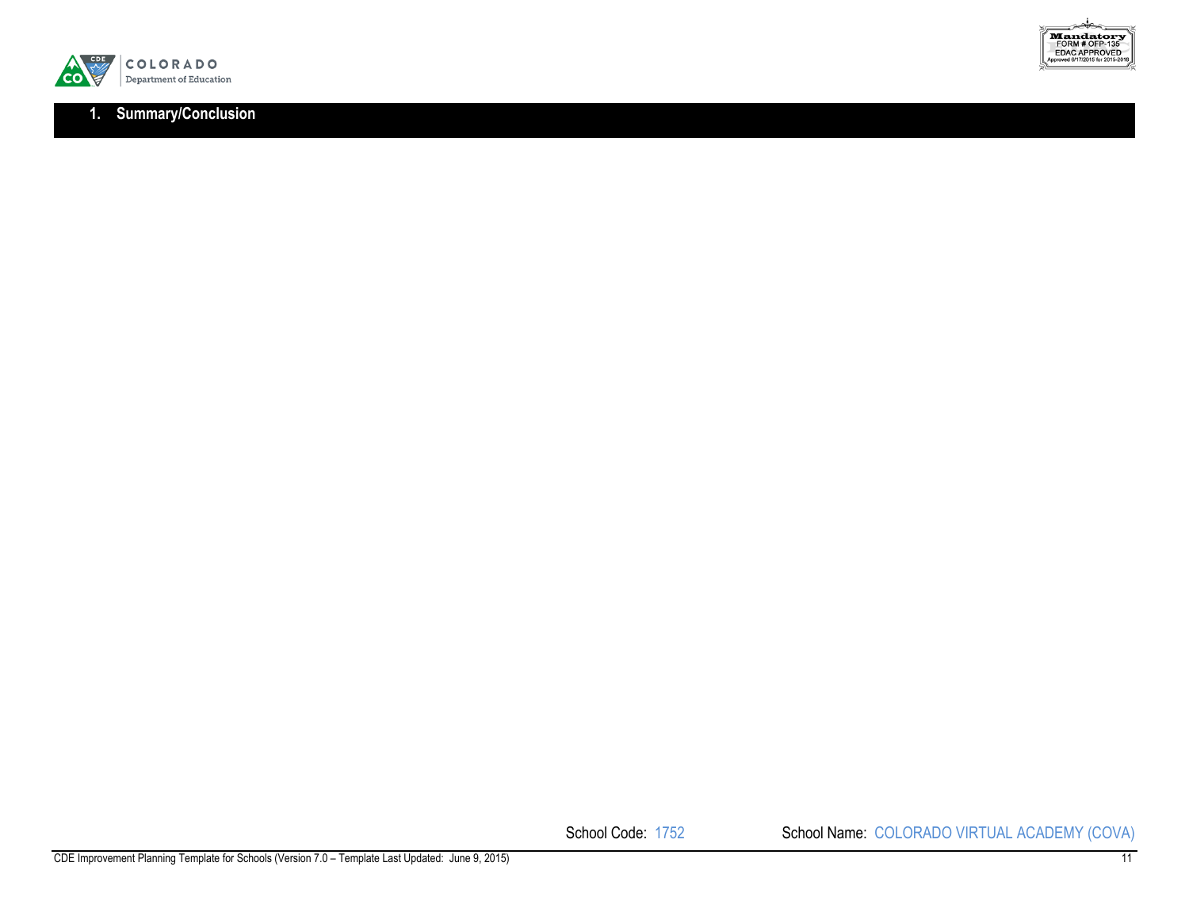## 1. Summary/Conclusion

School Code: 1752 School Name: COLORADO VIRTUAL ACADEMY (COVA)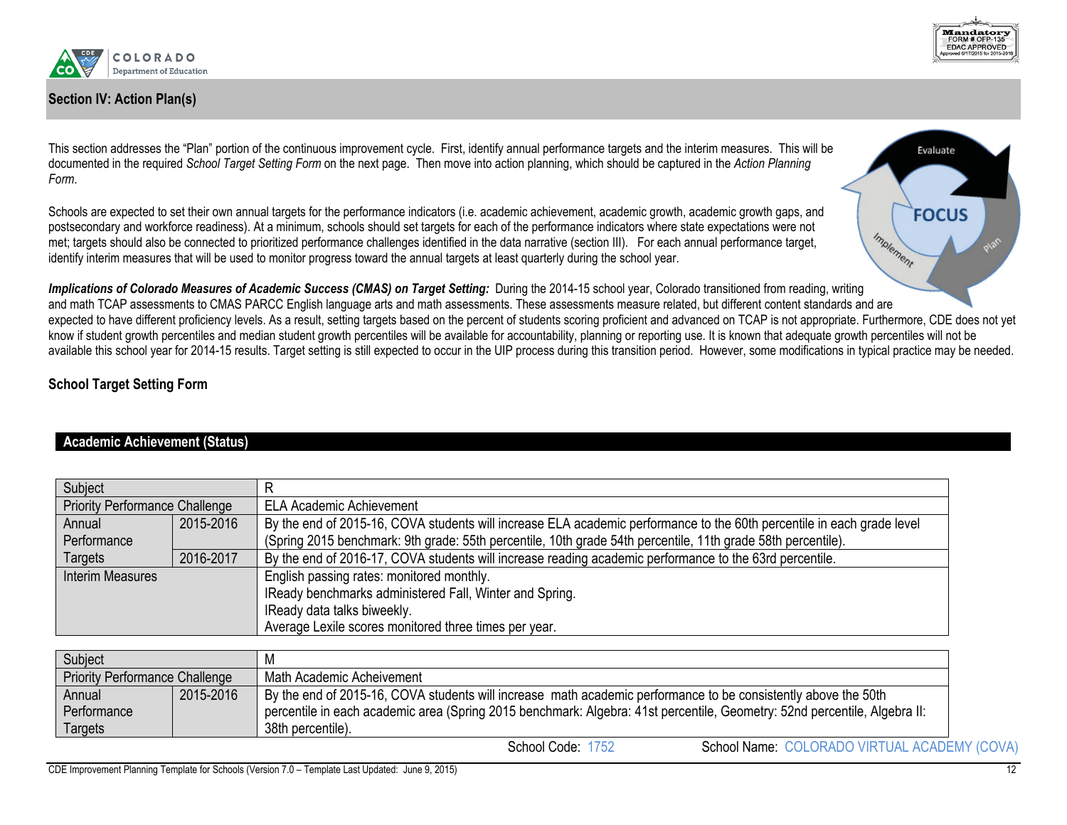## Section IV: Action Plan(s)

This section addresses the "Plan" portion of the continuous improvement cycle. First, identify annual performance targets and the interim measures. This will be documented in the required *School Target Setting Form* on the next page. Then move into action planning, which should be captured in the *Action Planning Form*.

Schools are expected to set their own annual targets for the performance indicators (i.e. academic achievement, academic growth, academic growth gaps, and postsecondary and workforce readiness). At a minimum, schools should set targets for each of the performance indicators where state expectations were not met; targets should also be connected to prioritized performance challenges identified in the data narrative (section III). For each annual performance target, identify interim measures that will be used to monitor progress toward the annual targets at least quarterly during the school year.

***Implications of Colorado Measures of Academic Success (CMAS) on Target Setting:*** During the 2014-15 school year, Colorado transitioned from reading, writing and math TCAP assessments to CMAS PARCC English language arts and math assessments. These assessments measure related, but different content standards and are expected to have different proficiency levels. As a result, setting targets based on the percent of students scoring proficient and advanced on TCAP is not appropriate. Furthermore, CDE does not yet know if student growth percentiles and median student growth percentiles will be available for accountability, planning or reporting use. It is known that adequate growth percentiles will not be available this school year for 2014-15 results. Target setting is still expected to occur in the UIP process during this transition period. However, some modifications in typical practice may be needed.

### School Target Setting Form

**Academic Achievement (Status)**

| Subject | | R |
|---|---|---|
| Priority Performance Challenge | | ELA Academic Achievement |
| Annual Performance Targets | 2015-2016 | By the end of 2015-16, COVA students will increase ELA academic performance to the 60th percentile in each grade level (Spring 2015 benchmark: 9th grade: 55th percentile, 10th grade 54th percentile, 11th grade 58th percentile). |
| | 2016-2017 | By the end of 2016-17, COVA students will increase reading academic performance to the 63rd percentile. |
| Interim Measures | | English passing rates: monitored monthly.<br>IReady benchmarks administered Fall, Winter and Spring.<br>IReady data talks biweekly.<br>Average Lexile scores monitored three times per year. |

| Subject | | M |
|---|---|---|
| Priority Performance Challenge | | Math Academic Acheivement |
| Annual Performance Targets | 2015-2016 | By the end of 2015-16, COVA students will increase math academic performance to be consistently above the 50th percentile in each academic area (Spring 2015 benchmark: Algebra: 41st percentile, Geometry: 52nd percentile, Algebra II: 38th percentile). |

School Code: 1752 School Name: COLORADO VIRTUAL ACADEMY (COVA)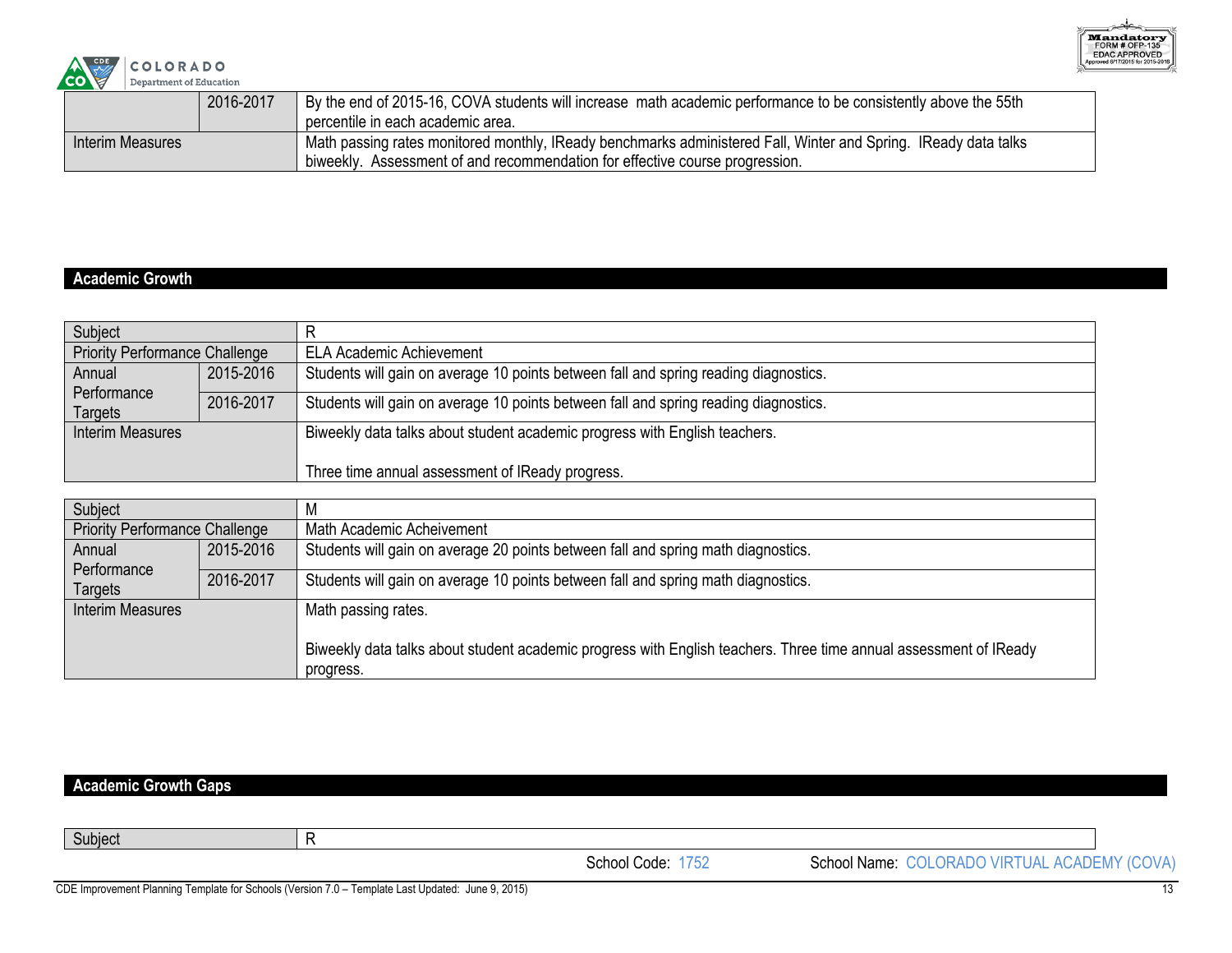| | 2016-2017 | By the end of 2015-16, COVA students will increase math academic performance to be consistently above the 55th percentile in each academic area. |
|---|---|---|
| Interim Measures | | Math passing rates monitored monthly, IReady benchmarks administered Fall, Winter and Spring. IReady data talks biweekly. Assessment of and recommendation for effective course progression. |

## Academic Growth

| Subject | | R |
|---|---|---|
| Priority Performance Challenge | | ELA Academic Achievement |
| Annual Performance Targets | 2015-2016 | Students will gain on average 10 points between fall and spring reading diagnostics. |
| | 2016-2017 | Students will gain on average 10 points between fall and spring reading diagnostics. |
| Interim Measures | | Biweekly data talks about student academic progress with English teachers.<br><br>Three time annual assessment of IReady progress. |

| Subject | | M |
|---|---|---|
| Priority Performance Challenge | | Math Academic Acheivement |
| Annual Performance Targets | 2015-2016 | Students will gain on average 20 points between fall and spring math diagnostics. |
| | 2016-2017 | Students will gain on average 10 points between fall and spring math diagnostics. |
| Interim Measures | | Math passing rates.<br><br>Biweekly data talks about student academic progress with English teachers. Three time annual assessment of IReady progress. |

## Academic Growth Gaps

| Subject | R |
|---|---|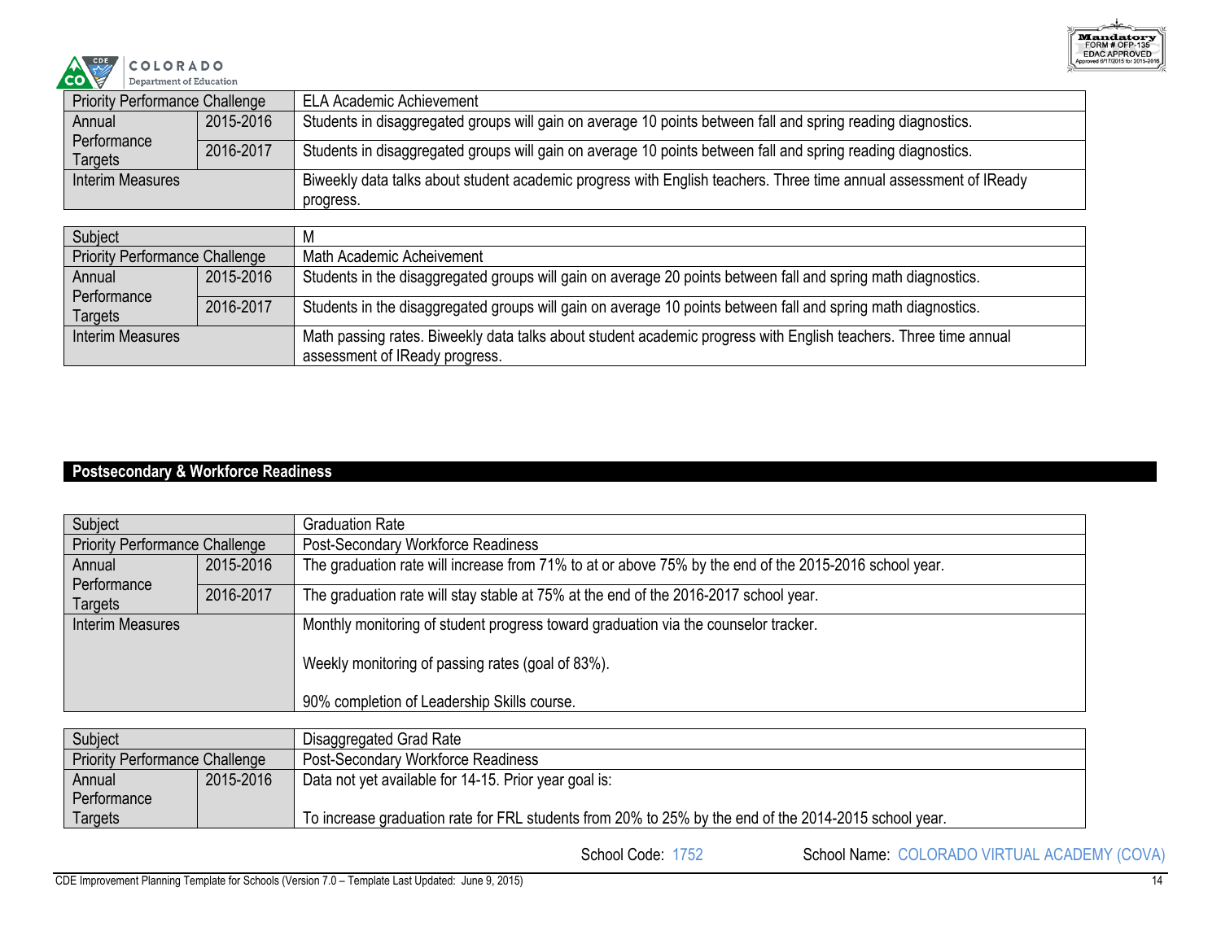| Priority Performance Challenge | | ELA Academic Achievement |
|---|---|---|
| Annual Performance Targets | 2015-2016 | Students in disaggregated groups will gain on average 10 points between fall and spring reading diagnostics. |
| | 2016-2017 | Students in disaggregated groups will gain on average 10 points between fall and spring reading diagnostics. |
| Interim Measures | | Biweekly data talks about student academic progress with English teachers. Three time annual assessment of IReady progress. |

| Subject | | M |
|---|---|---|
| Priority Performance Challenge | | Math Academic Acheivement |
| Annual Performance Targets | 2015-2016 | Students in the disaggregated groups will gain on average 20 points between fall and spring math diagnostics. |
| | 2016-2017 | Students in the disaggregated groups will gain on average 10 points between fall and spring math diagnostics. |
| Interim Measures | | Math passing rates. Biweekly data talks about student academic progress with English teachers. Three time annual assessment of IReady progress. |

## Postsecondary & Workforce Readiness

| Subject | | Graduation Rate |
|---|---|---|
| Priority Performance Challenge | | Post-Secondary Workforce Readiness |
| Annual Performance Targets | 2015-2016 | The graduation rate will increase from 71% to at or above 75% by the end of the 2015-2016 school year. |
| | 2016-2017 | The graduation rate will stay stable at 75% at the end of the 2016-2017 school year. |
| Interim Measures | | Monthly monitoring of student progress toward graduation via the counselor tracker.<br><br>Weekly monitoring of passing rates (goal of 83%).<br><br>90% completion of Leadership Skills course. |

| Subject | | Disaggregated Grad Rate |
|---|---|---|
| Priority Performance Challenge | | Post-Secondary Workforce Readiness |
| Annual Performance Targets | 2015-2016 | Data not yet available for 14-15. Prior year goal is:<br><br>To increase graduation rate for FRL students from 20% to 25% by the end of the 2014-2015 school year. |

School Code: 1752 School Name: COLORADO VIRTUAL ACADEMY (COVA)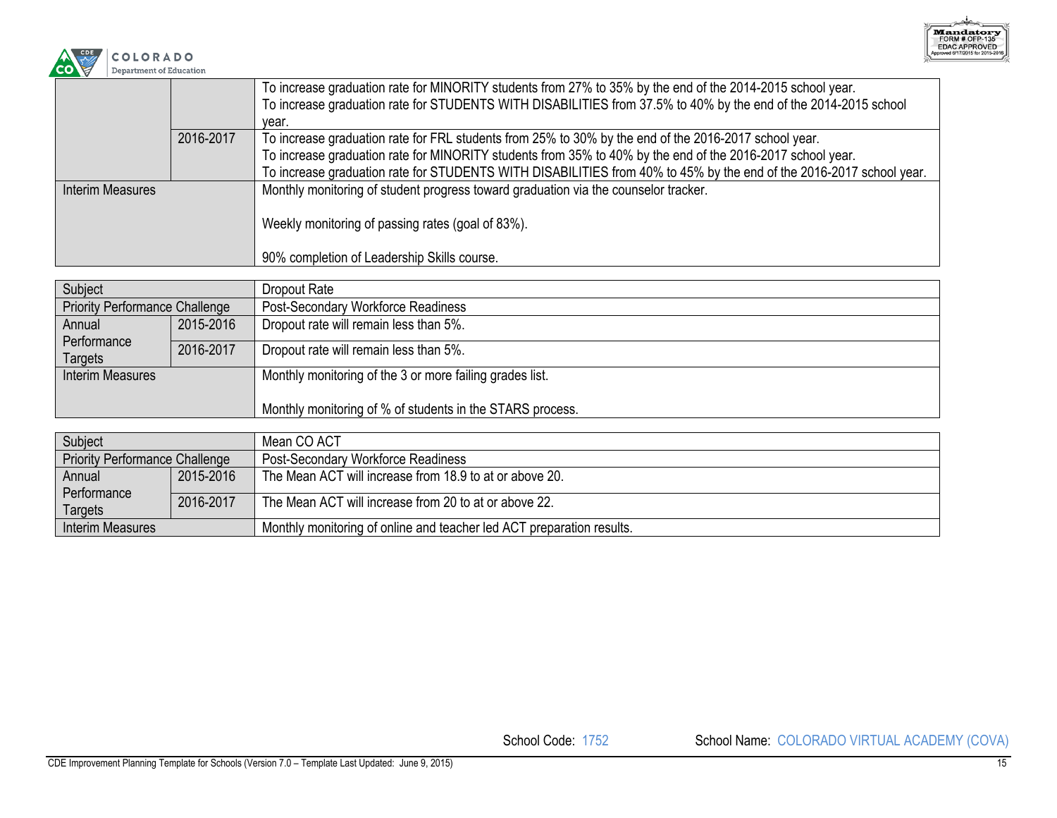| | | |
|---|---|---|
| | | To increase graduation rate for MINORITY students from 27% to 35% by the end of the 2014-2015 school year.<br>To increase graduation rate for STUDENTS WITH DISABILITIES from 37.5% to 40% by the end of the 2014-2015 school year. |
| | 2016-2017 | To increase graduation rate for FRL students from 25% to 30% by the end of the 2016-2017 school year.<br>To increase graduation rate for MINORITY students from 35% to 40% by the end of the 2016-2017 school year.<br>To increase graduation rate for STUDENTS WITH DISABILITIES from 40% to 45% by the end of the 2016-2017 school year. |
| Interim Measures | | Monthly monitoring of student progress toward graduation via the counselor tracker.<br><br>Weekly monitoring of passing rates (goal of 83%).<br><br>90% completion of Leadership Skills course. |

| Subject | | Dropout Rate |
|---|---|---|
| Priority Performance Challenge | | Post-Secondary Workforce Readiness |
| Annual Performance Targets | 2015-2016 | Dropout rate will remain less than 5%. |
| | 2016-2017 | Dropout rate will remain less than 5%. |
| Interim Measures | | Monthly monitoring of the 3 or more failing grades list.<br><br>Monthly monitoring of % of students in the STARS process. |

| Subject | | Mean CO ACT |
|---|---|---|
| Priority Performance Challenge | | Post-Secondary Workforce Readiness |
| Annual Performance Targets | 2015-2016 | The Mean ACT will increase from 18.9 to at or above 20. |
| | 2016-2017 | The Mean ACT will increase from 20 to at or above 22. |
| Interim Measures | | Monthly monitoring of online and teacher led ACT preparation results. |

School Code: 1752 School Name: COLORADO VIRTUAL ACADEMY (COVA)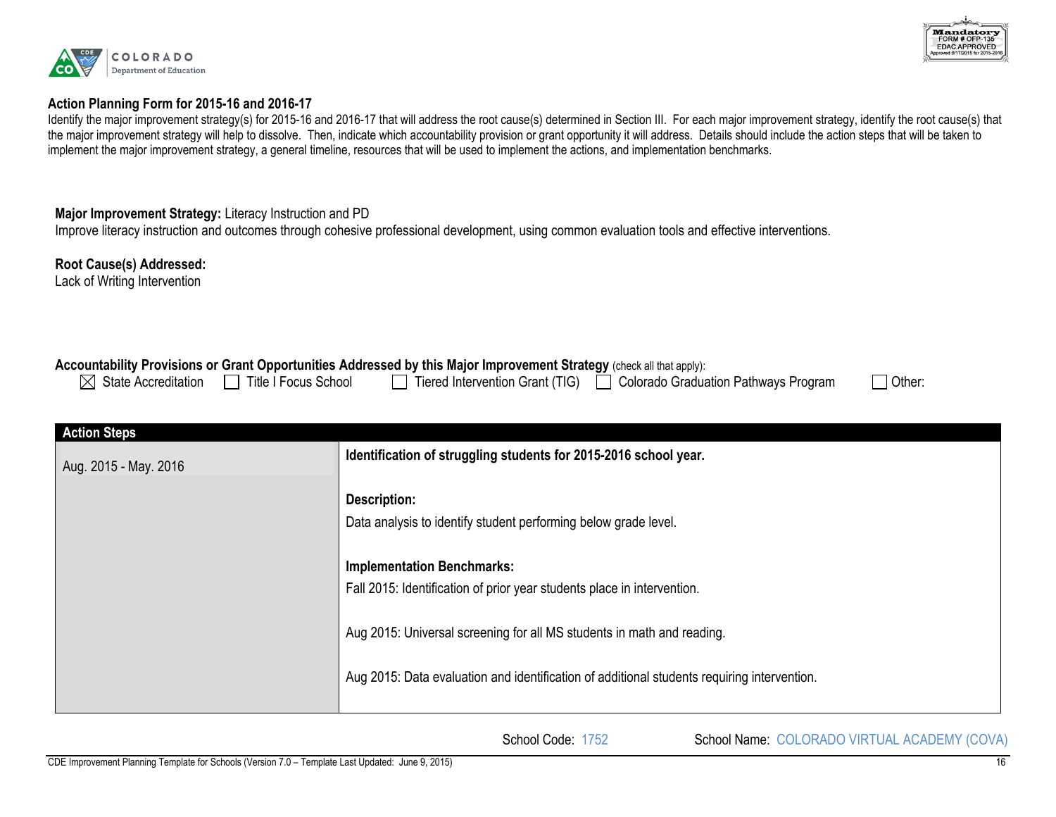## Action Planning Form for 2015-16 and 2016-17

Identify the major improvement strategy(s) for 2015-16 and 2016-17 that will address the root cause(s) determined in Section III. For each major improvement strategy, identify the root cause(s) that the major improvement strategy will help to dissolve. Then, indicate which accountability provision or grant opportunity it will address. Details should include the action steps that will be taken to implement the major improvement strategy, a general timeline, resources that will be used to implement the actions, and implementation benchmarks.

**Major Improvement Strategy:** Literacy Instruction and PD
Improve literacy instruction and outcomes through cohesive professional development, using common evaluation tools and effective interventions.

**Root Cause(s) Addressed:**
Lack of Writing Intervention

**Accountability Provisions or Grant Opportunities Addressed by this Major Improvement Strategy** (check all that apply):

- [x] State Accreditation
- [ ] Title I Focus School
- [ ] Tiered Intervention Grant (TIG)
- [ ] Colorado Graduation Pathways Program
- [ ] Other:

| Action Steps | |
|---|---|
| Aug. 2015 - May. 2016 | **Identification of struggling students for 2015-2016 school year.**<br><br>**Description:**<br>Data analysis to identify student performing below grade level.<br><br>**Implementation Benchmarks:**<br>Fall 2015: Identification of prior year students place in intervention.<br><br>Aug 2015: Universal screening for all MS students in math and reading.<br><br>Aug 2015: Data evaluation and identification of additional students requiring intervention. |

School Code: 1752 School Name: COLORADO VIRTUAL ACADEMY (COVA)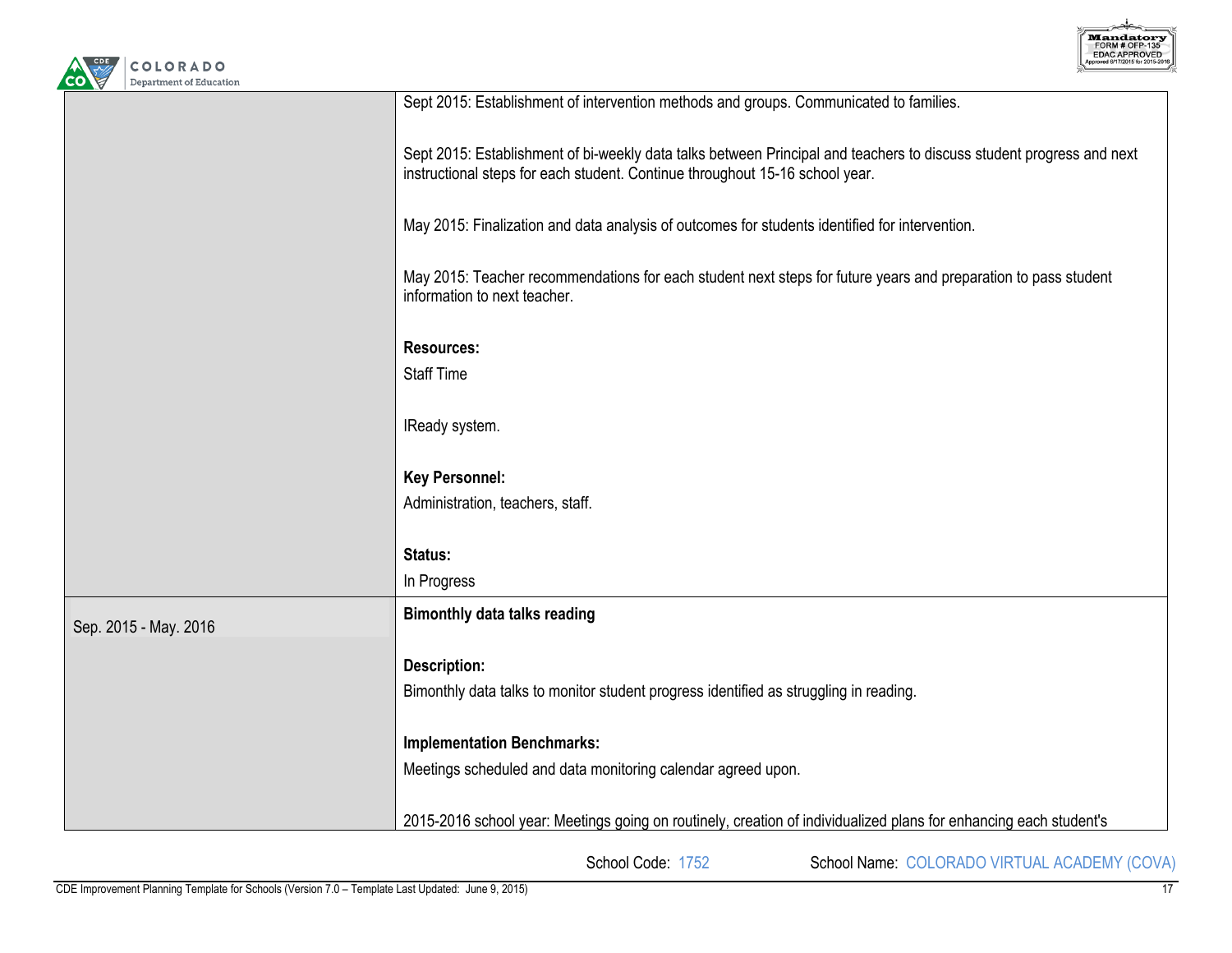| | |
|---|---|
| | Sept 2015: Establishment of intervention methods and groups. Communicated to families.<br><br>Sept 2015: Establishment of bi-weekly data talks between Principal and teachers to discuss student progress and next instructional steps for each student. Continue throughout 15-16 school year.<br><br>May 2015: Finalization and data analysis of outcomes for students identified for intervention.<br><br>May 2015: Teacher recommendations for each student next steps for future years and preparation to pass student information to next teacher.<br><br>**Resources:**<br>Staff Time<br><br>IReady system.<br><br>**Key Personnel:**<br>Administration, teachers, staff.<br><br>**Status:**<br>In Progress |
| Sep. 2015 - May. 2016 | **Bimonthly data talks reading**<br><br>**Description:**<br>Bimonthly data talks to monitor student progress identified as struggling in reading.<br><br>**Implementation Benchmarks:**<br>Meetings scheduled and data monitoring calendar agreed upon.<br><br>2015-2016 school year: Meetings going on routinely, creation of individualized plans for enhancing each student's |

School Code: 1752 School Name: COLORADO VIRTUAL ACADEMY (COVA)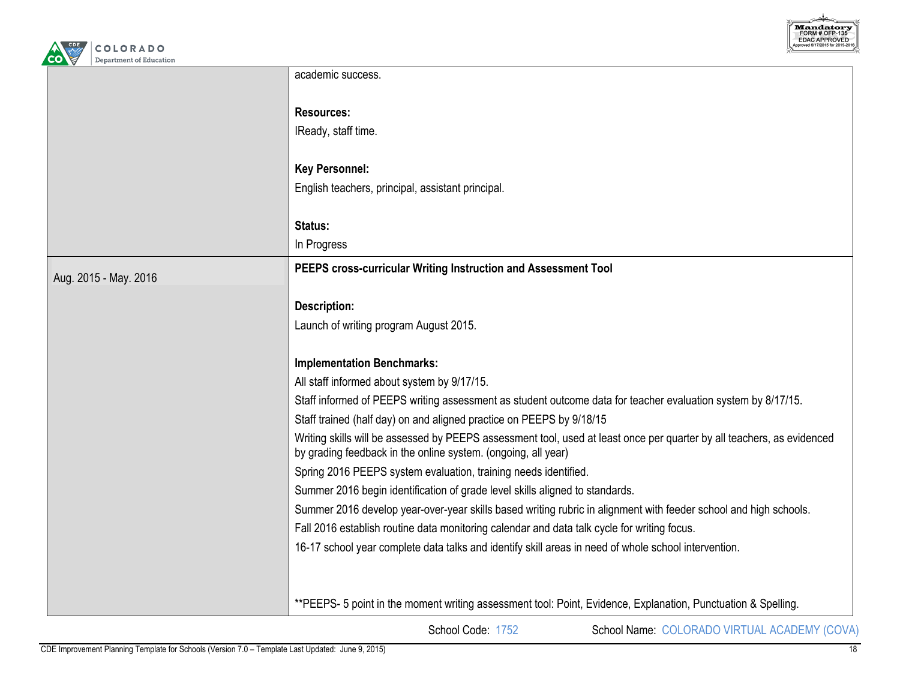| | |
|---|---|
| | academic success.<br><br>**Resources:**<br>IReady, staff time.<br><br>**Key Personnel:**<br>English teachers, principal, assistant principal.<br><br>**Status:**<br>In Progress |
| Aug. 2015 - May. 2016 | **PEEPS cross-curricular Writing Instruction and Assessment Tool**<br><br>**Description:**<br>Launch of writing program August 2015.<br><br>**Implementation Benchmarks:**<br>All staff informed about system by 9/17/15.<br>Staff informed of PEEPS writing assessment as student outcome data for teacher evaluation system by 8/17/15.<br>Staff trained (half day) on and aligned practice on PEEPS by 9/18/15<br>Writing skills will be assessed by PEEPS assessment tool, used at least once per quarter by all teachers, as evidenced by grading feedback in the online system. (ongoing, all year)<br>Spring 2016 PEEPS system evaluation, training needs identified.<br>Summer 2016 begin identification of grade level skills aligned to standards.<br>Summer 2016 develop year-over-year skills based writing rubric in alignment with feeder school and high schools.<br>Fall 2016 establish routine data monitoring calendar and data talk cycle for writing focus.<br>16-17 school year complete data talks and identify skill areas in need of whole school intervention.<br><br>**PEEPS- 5 point in the moment writing assessment tool: Point, Evidence, Explanation, Punctuation & Spelling. |

School Code: 1752 School Name: COLORADO VIRTUAL ACADEMY (COVA)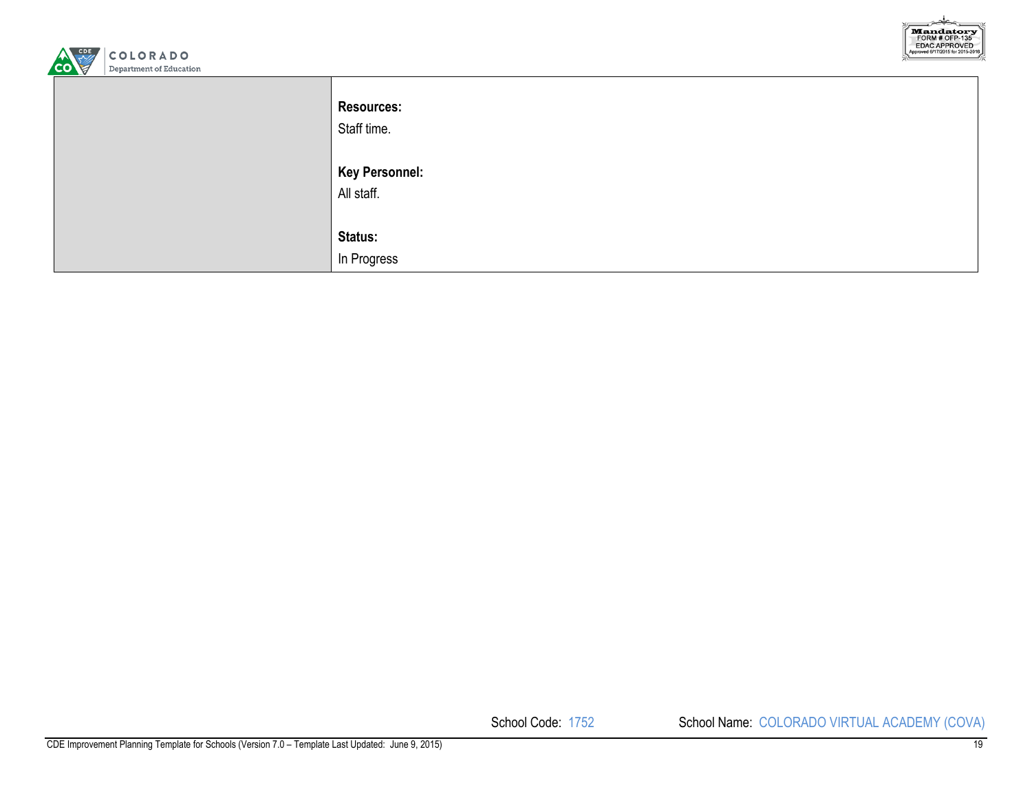|  | **Resources:**<br>Staff time.<br><br>**Key Personnel:**<br>All staff.<br><br>**Status:**<br>In Progress |
|---|---|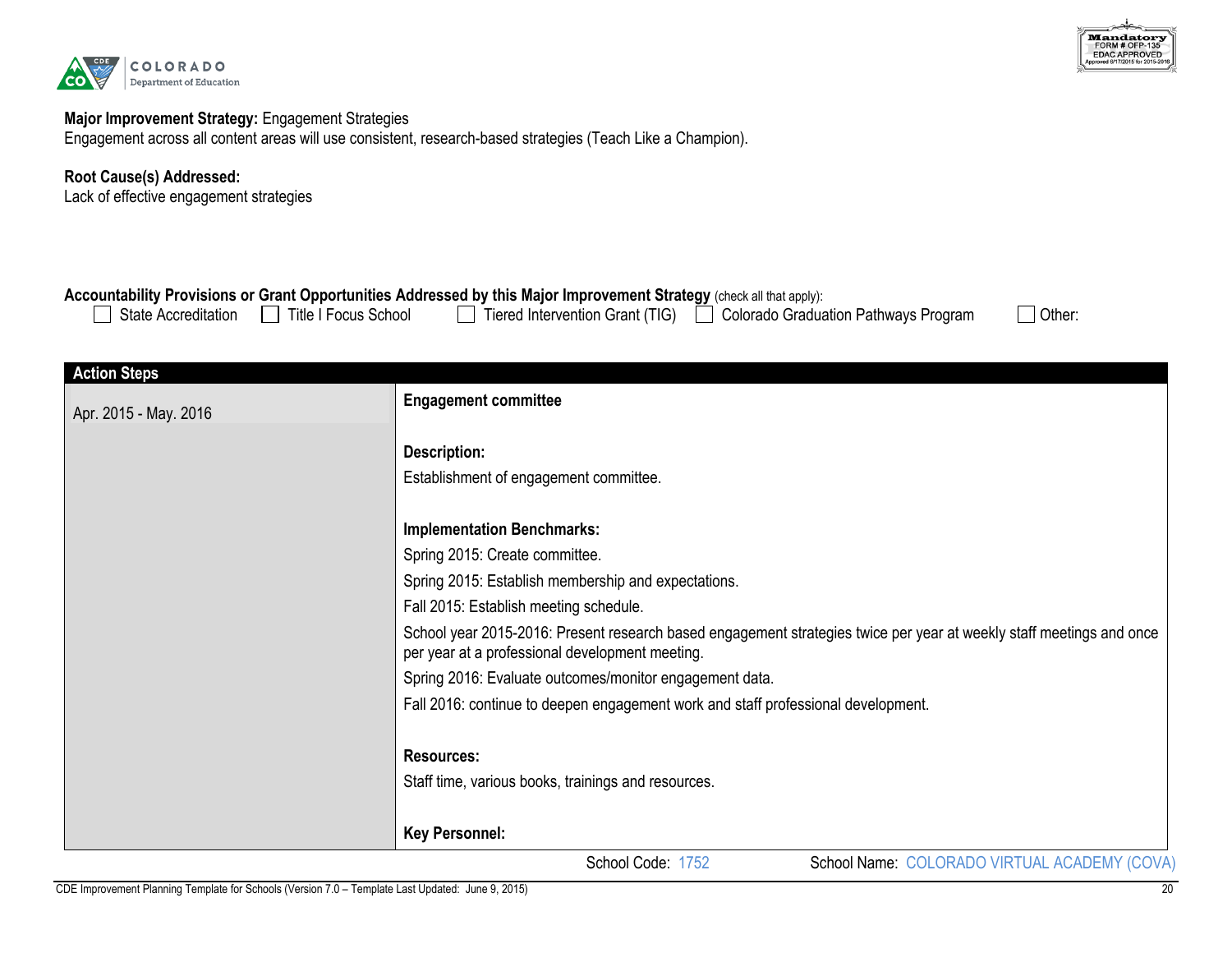**Major Improvement Strategy:** Engagement Strategies
Engagement across all content areas will use consistent, research-based strategies (Teach Like a Champion).

**Root Cause(s) Addressed:**
Lack of effective engagement strategies

**Accountability Provisions or Grant Opportunities Addressed by this Major Improvement Strategy** (check all that apply):
☐ State Accreditation ☐ Title I Focus School ☐ Tiered Intervention Grant (TIG) ☐ Colorado Graduation Pathways Program ☐ Other:

| Action Steps | |
|---|---|
| Apr. 2015 - May. 2016 | **Engagement committee**<br><br>**Description:**<br>Establishment of engagement committee.<br><br>**Implementation Benchmarks:**<br>Spring 2015: Create committee.<br>Spring 2015: Establish membership and expectations.<br>Fall 2015: Establish meeting schedule.<br>School year 2015-2016: Present research based engagement strategies twice per year at weekly staff meetings and once per year at a professional development meeting.<br>Spring 2016: Evaluate outcomes/monitor engagement data.<br>Fall 2016: continue to deepen engagement work and staff professional development.<br><br>**Resources:**<br>Staff time, various books, trainings and resources.<br><br>**Key Personnel:** |

School Code: 1752 School Name: COLORADO VIRTUAL ACADEMY (COVA)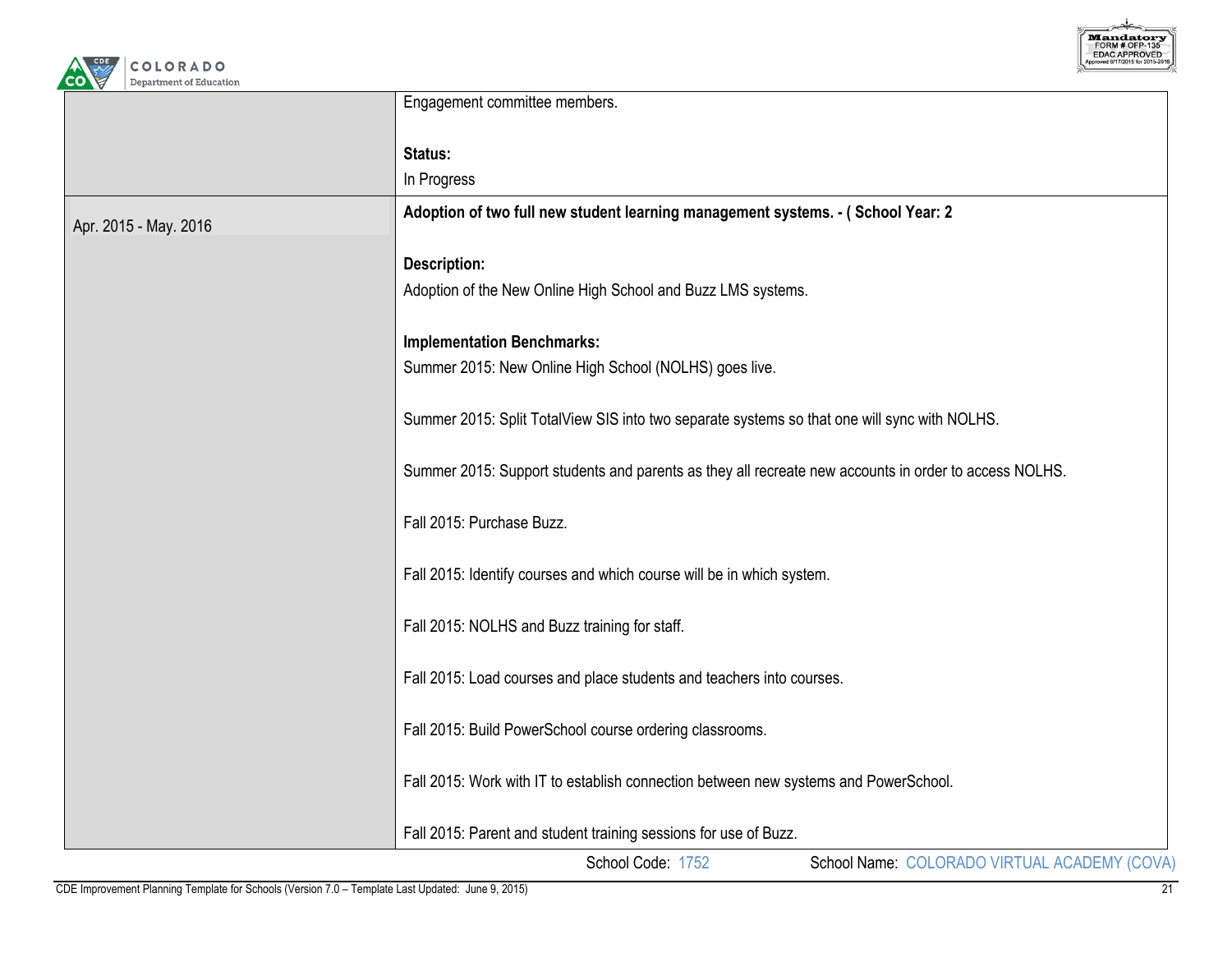| | |
|---|---|
| | Engagement committee members.<br><br>**Status:**<br>In Progress |
| Apr. 2015 - May. 2016 | **Adoption of two full new student learning management systems. - ( School Year: 2**<br><br>**Description:**<br>Adoption of the New Online High School and Buzz LMS systems.<br><br>**Implementation Benchmarks:**<br>Summer 2015: New Online High School (NOLHS) goes live.<br><br>Summer 2015: Split TotalView SIS into two separate systems so that one will sync with NOLHS.<br><br>Summer 2015: Support students and parents as they all recreate new accounts in order to access NOLHS.<br><br>Fall 2015: Purchase Buzz.<br><br>Fall 2015: Identify courses and which course will be in which system.<br><br>Fall 2015: NOLHS and Buzz training for staff.<br><br>Fall 2015: Load courses and place students and teachers into courses.<br><br>Fall 2015: Build PowerSchool course ordering classrooms.<br><br>Fall 2015: Work with IT to establish connection between new systems and PowerSchool.<br><br>Fall 2015: Parent and student training sessions for use of Buzz. |

School Code: 1752 School Name: COLORADO VIRTUAL ACADEMY (COVA)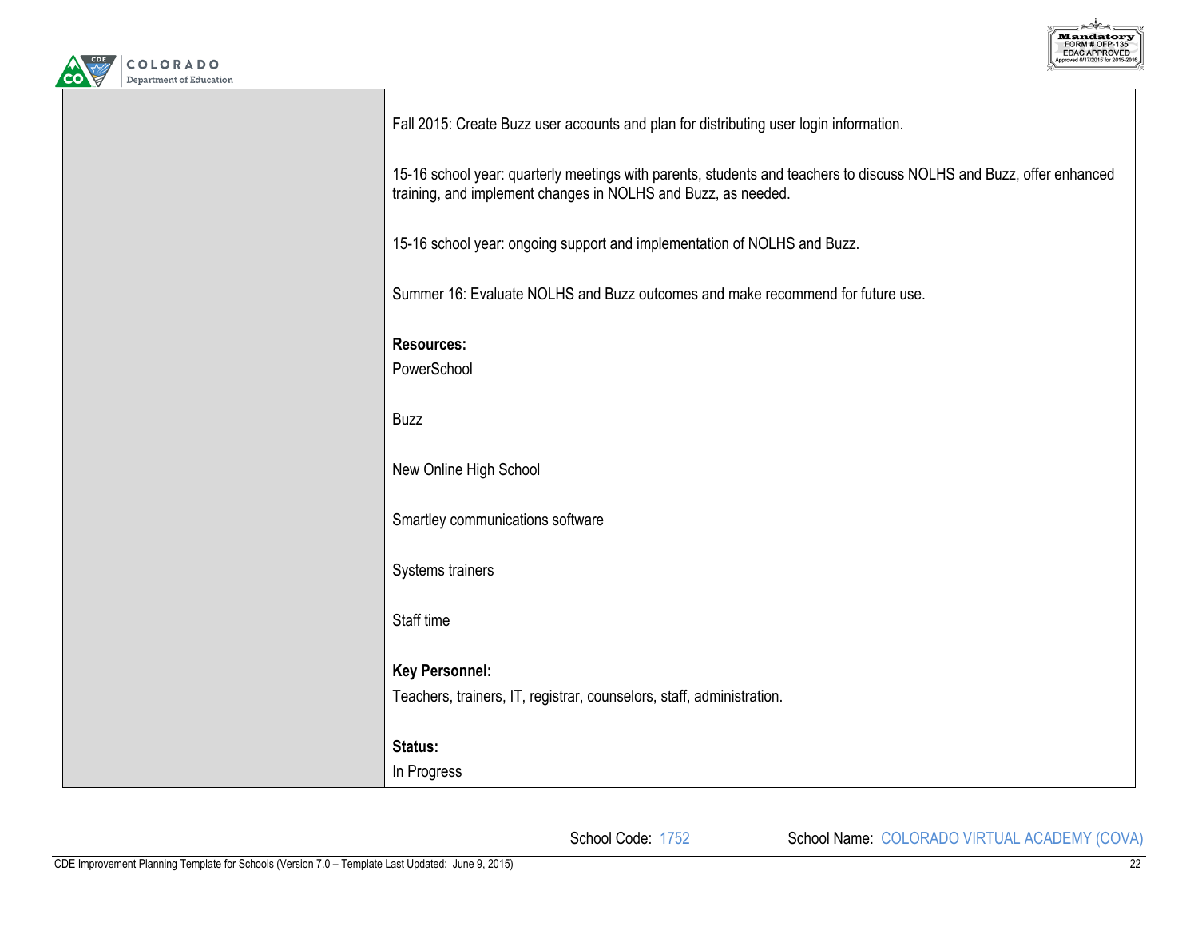| | |
|---|---|
| | Fall 2015: Create Buzz user accounts and plan for distributing user login information.<br><br>15-16 school year: quarterly meetings with parents, students and teachers to discuss NOLHS and Buzz, offer enhanced training, and implement changes in NOLHS and Buzz, as needed.<br><br>15-16 school year: ongoing support and implementation of NOLHS and Buzz.<br><br>Summer 16: Evaluate NOLHS and Buzz outcomes and make recommend for future use.<br><br>**Resources:**<br>PowerSchool<br><br>Buzz<br><br>New Online High School<br><br>Smartley communications software<br><br>Systems trainers<br><br>Staff time<br><br>**Key Personnel:**<br>Teachers, trainers, IT, registrar, counselors, staff, administration.<br><br>**Status:**<br>In Progress |

School Code: 1752 School Name: COLORADO VIRTUAL ACADEMY (COVA)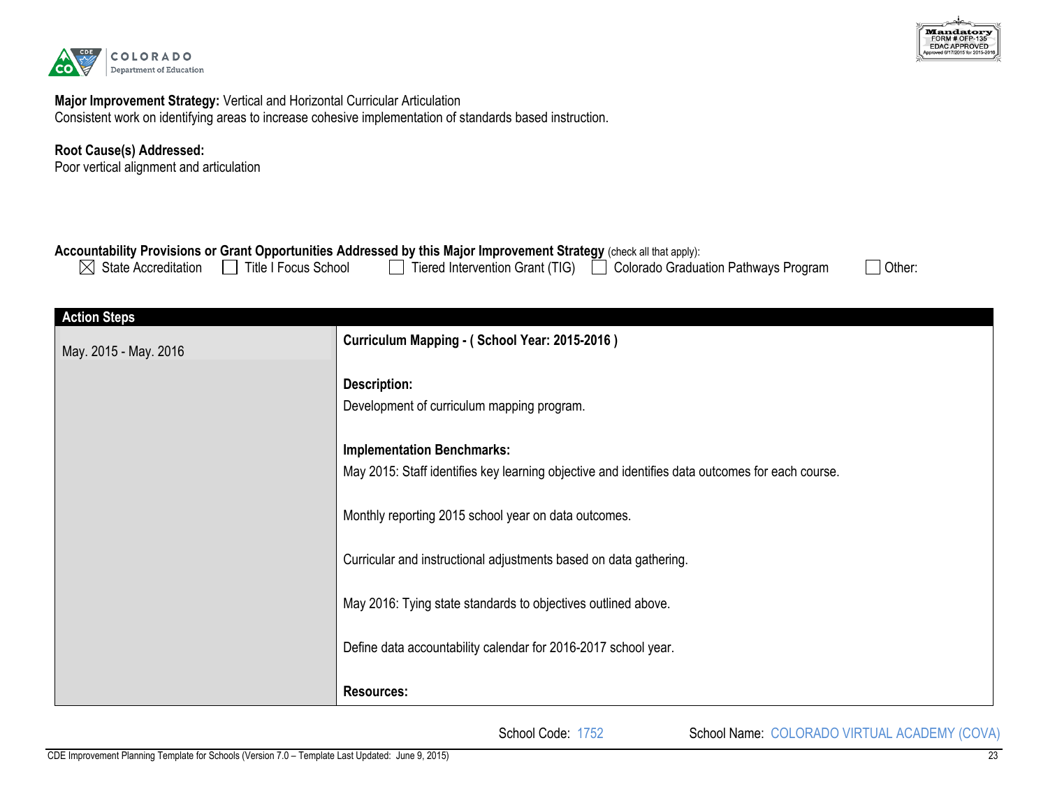**Major Improvement Strategy:** Vertical and Horizontal Curricular Articulation
Consistent work on identifying areas to increase cohesive implementation of standards based instruction.

**Root Cause(s) Addressed:**
Poor vertical alignment and articulation

**Accountability Provisions or Grant Opportunities Addressed by this Major Improvement Strategy** (check all that apply):
☒ State Accreditation ☐ Title I Focus School ☐ Tiered Intervention Grant (TIG) ☐ Colorado Graduation Pathways Program ☐ Other:

| Action Steps | |
|---|---|
| May. 2015 - May. 2016 | **Curriculum Mapping - ( School Year: 2015-2016 )**<br><br>**Description:**<br>Development of curriculum mapping program.<br><br>**Implementation Benchmarks:**<br>May 2015: Staff identifies key learning objective and identifies data outcomes for each course.<br><br>Monthly reporting 2015 school year on data outcomes.<br><br>Curricular and instructional adjustments based on data gathering.<br><br>May 2016: Tying state standards to objectives outlined above.<br><br>Define data accountability calendar for 2016-2017 school year.<br><br>**Resources:** |

School Code: 1752 School Name: COLORADO VIRTUAL ACADEMY (COVA)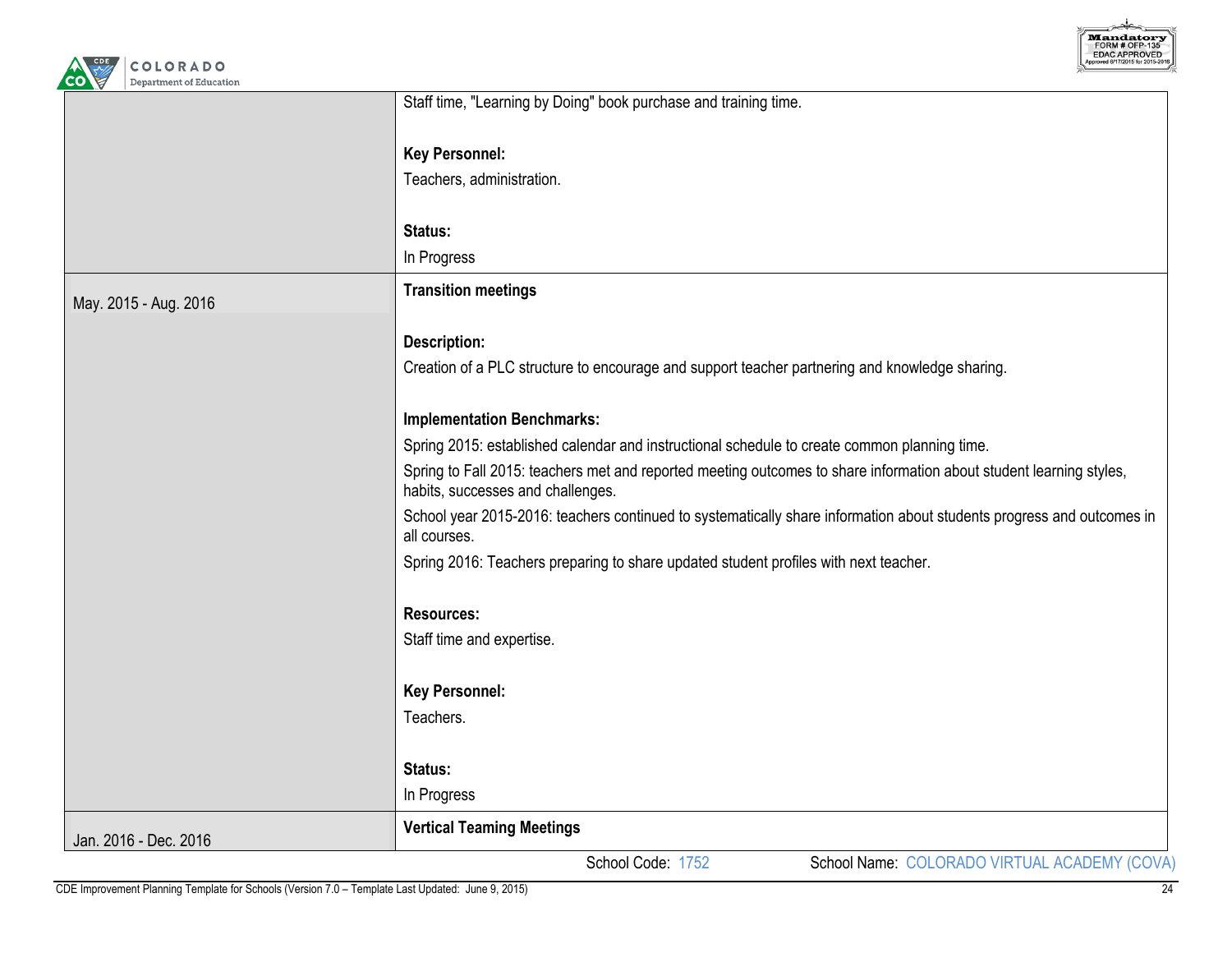| | |
|---|---|
| | Staff time, "Learning by Doing" book purchase and training time.<br><br>**Key Personnel:**<br>Teachers, administration.<br><br>**Status:**<br>In Progress |
| May. 2015 - Aug. 2016 | **Transition meetings**<br><br>**Description:**<br>Creation of a PLC structure to encourage and support teacher partnering and knowledge sharing.<br><br>**Implementation Benchmarks:**<br>Spring 2015: established calendar and instructional schedule to create common planning time.<br>Spring to Fall 2015: teachers met and reported meeting outcomes to share information about student learning styles, habits, successes and challenges.<br>School year 2015-2016: teachers continued to systematically share information about students progress and outcomes in all courses.<br>Spring 2016: Teachers preparing to share updated student profiles with next teacher.<br><br>**Resources:**<br>Staff time and expertise.<br><br>**Key Personnel:**<br>Teachers.<br><br>**Status:**<br>In Progress |
| Jan. 2016 - Dec. 2016 | **Vertical Teaming Meetings** |

School Code: 1752 School Name: COLORADO VIRTUAL ACADEMY (COVA)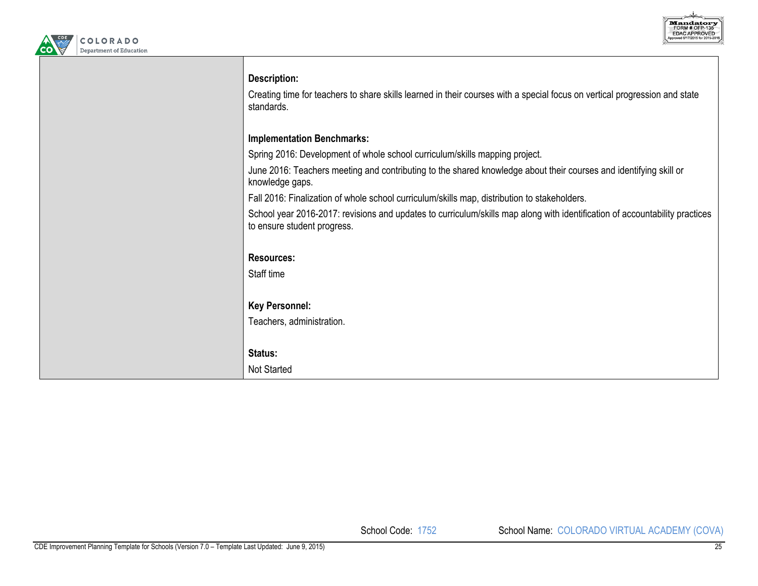| | |
|---|---|
| | **Description:**<br>Creating time for teachers to share skills learned in their courses with a special focus on vertical progression and state standards.<br><br>**Implementation Benchmarks:**<br>Spring 2016: Development of whole school curriculum/skills mapping project.<br>June 2016: Teachers meeting and contributing to the shared knowledge about their courses and identifying skill or knowledge gaps.<br>Fall 2016: Finalization of whole school curriculum/skills map, distribution to stakeholders.<br>School year 2016-2017: revisions and updates to curriculum/skills map along with identification of accountability practices to ensure student progress.<br><br>**Resources:**<br>Staff time<br><br>**Key Personnel:**<br>Teachers, administration.<br><br>**Status:**<br>Not Started |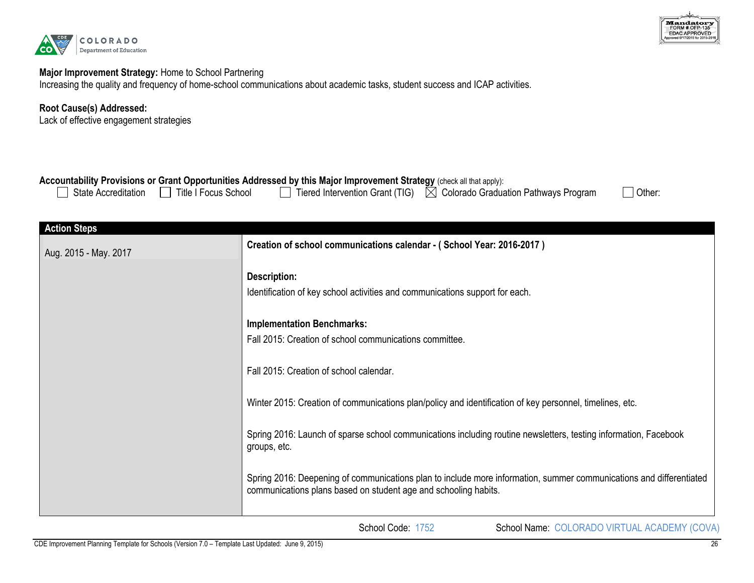**Major Improvement Strategy:** Home to School Partnering
Increasing the quality and frequency of home-school communications about academic tasks, student success and ICAP activities.

**Root Cause(s) Addressed:**
Lack of effective engagement strategies

**Accountability Provisions or Grant Opportunities Addressed by this Major Improvement Strategy** (check all that apply):
☐ State Accreditation ☐ Title I Focus School ☐ Tiered Intervention Grant (TIG) ☒ Colorado Graduation Pathways Program ☐ Other:

| Action Steps | |
|---|---|
| Aug. 2015 - May. 2017 | **Creation of school communications calendar - ( School Year: 2016-2017 )**<br><br>**Description:**<br>Identification of key school activities and communications support for each.<br><br>**Implementation Benchmarks:**<br>Fall 2015: Creation of school communications committee.<br><br>Fall 2015: Creation of school calendar.<br><br>Winter 2015: Creation of communications plan/policy and identification of key personnel, timelines, etc.<br><br>Spring 2016: Launch of sparse school communications including routine newsletters, testing information, Facebook groups, etc.<br><br>Spring 2016: Deepening of communications plan to include more information, summer communications and differentiated communications plans based on student age and schooling habits. |

School Code: 1752 School Name: COLORADO VIRTUAL ACADEMY (COVA)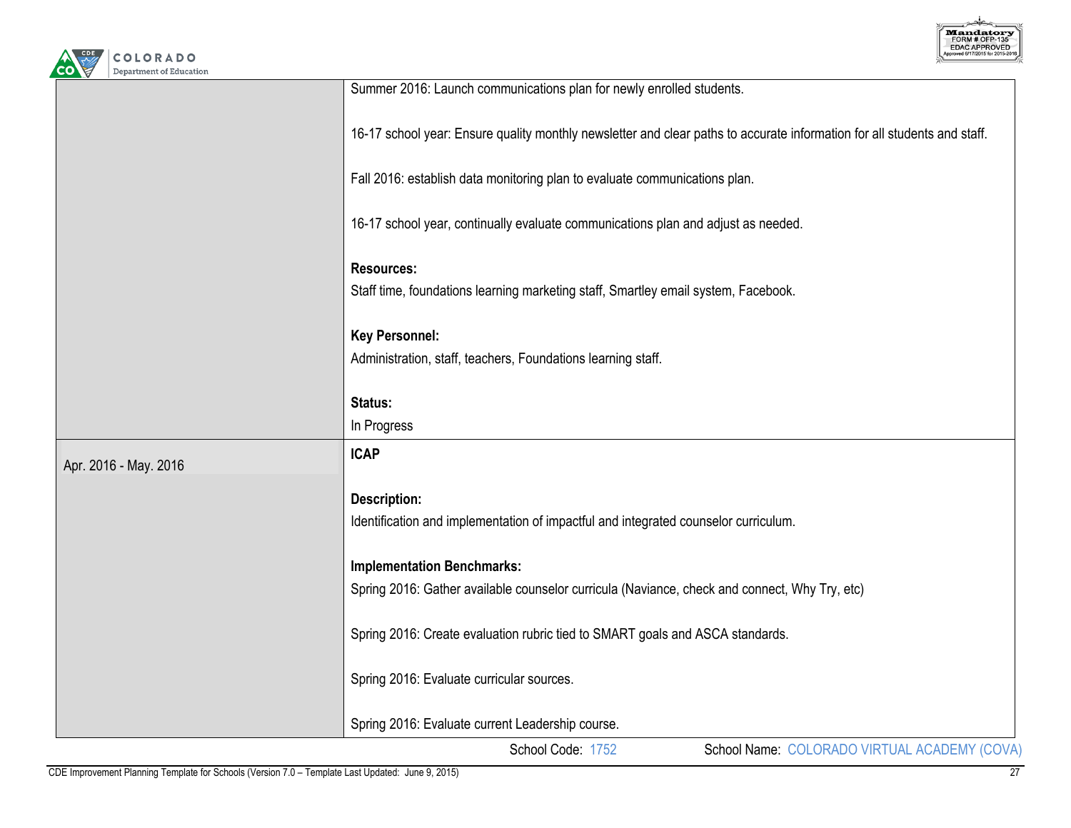| | |
|---|---|
| | Summer 2016: Launch communications plan for newly enrolled students.<br><br>16-17 school year: Ensure quality monthly newsletter and clear paths to accurate information for all students and staff.<br><br>Fall 2016: establish data monitoring plan to evaluate communications plan.<br><br>16-17 school year, continually evaluate communications plan and adjust as needed.<br><br>**Resources:**<br>Staff time, foundations learning marketing staff, Smartley email system, Facebook.<br><br>**Key Personnel:**<br>Administration, staff, teachers, Foundations learning staff.<br><br>**Status:**<br>In Progress |
| Apr. 2016 - May. 2016 | **ICAP**<br><br>**Description:**<br>Identification and implementation of impactful and integrated counselor curriculum.<br><br>**Implementation Benchmarks:**<br>Spring 2016: Gather available counselor curricula (Naviance, check and connect, Why Try, etc)<br><br>Spring 2016: Create evaluation rubric tied to SMART goals and ASCA standards.<br><br>Spring 2016: Evaluate curricular sources.<br><br>Spring 2016: Evaluate current Leadership course. |

School Code: 1752 School Name: COLORADO VIRTUAL ACADEMY (COVA)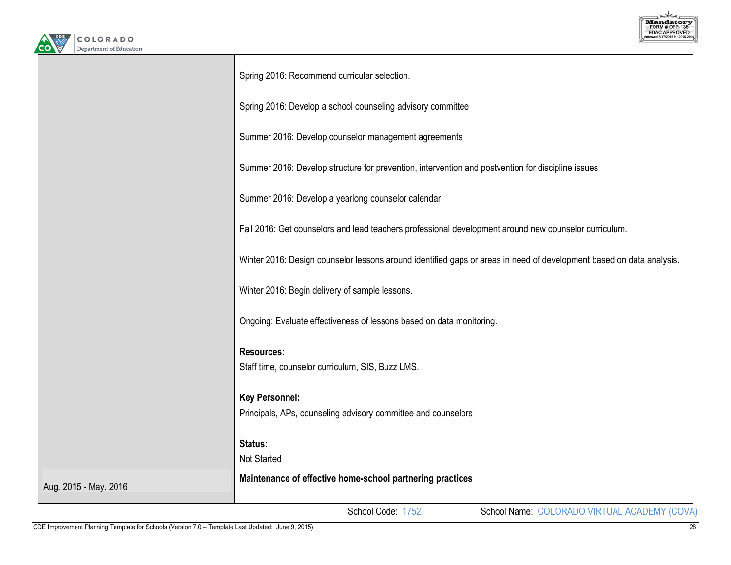| | |
|---|---|
| | Spring 2016: Recommend curricular selection.<br><br>Spring 2016: Develop a school counseling advisory committee<br><br>Summer 2016: Develop counselor management agreements<br><br>Summer 2016: Develop structure for prevention, intervention and postvention for discipline issues<br><br>Summer 2016: Develop a yearlong counselor calendar<br><br>Fall 2016: Get counselors and lead teachers professional development around new counselor curriculum.<br><br>Winter 2016: Design counselor lessons around identified gaps or areas in need of development based on data analysis.<br><br>Winter 2016: Begin delivery of sample lessons.<br><br>Ongoing: Evaluate effectiveness of lessons based on data monitoring.<br><br>**Resources:**<br>Staff time, counselor curriculum, SIS, Buzz LMS.<br><br>**Key Personnel:**<br>Principals, APs, counseling advisory committee and counselors<br><br>**Status:**<br>Not Started |
| Aug. 2015 - May. 2016 | **Maintenance of effective home-school partnering practices** |

School Code: 1752 School Name: COLORADO VIRTUAL ACADEMY (COVA)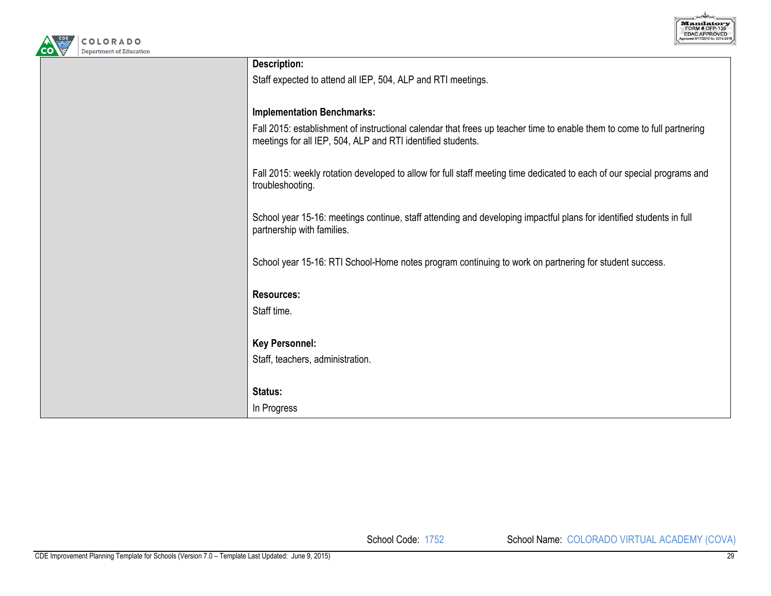**Description:**

Staff expected to attend all IEP, 504, ALP and RTI meetings.

**Implementation Benchmarks:**

Fall 2015: establishment of instructional calendar that frees up teacher time to enable them to come to full partnering meetings for all IEP, 504, ALP and RTI identified students.

Fall 2015: weekly rotation developed to allow for full staff meeting time dedicated to each of our special programs and troubleshooting.

School year 15-16: meetings continue, staff attending and developing impactful plans for identified students in full partnership with families.

School year 15-16: RTI School-Home notes program continuing to work on partnering for student success.

**Resources:**

Staff time.

**Key Personnel:**

Staff, teachers, administration.

**Status:**

In Progress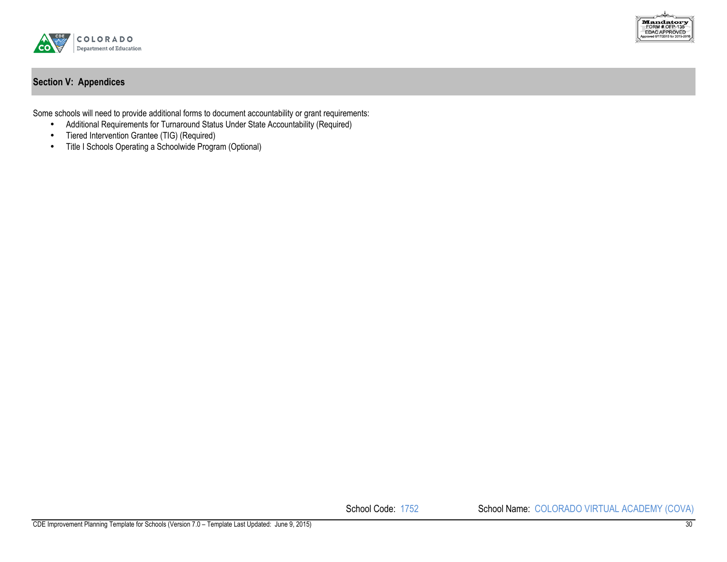## Section V: Appendices

Some schools will need to provide additional forms to document accountability or grant requirements:

- Additional Requirements for Turnaround Status Under State Accountability (Required)
- Tiered Intervention Grantee (TIG) (Required)
- Title I Schools Operating a Schoolwide Program (Optional)

School Code: 1752 School Name: COLORADO VIRTUAL ACADEMY (COVA)